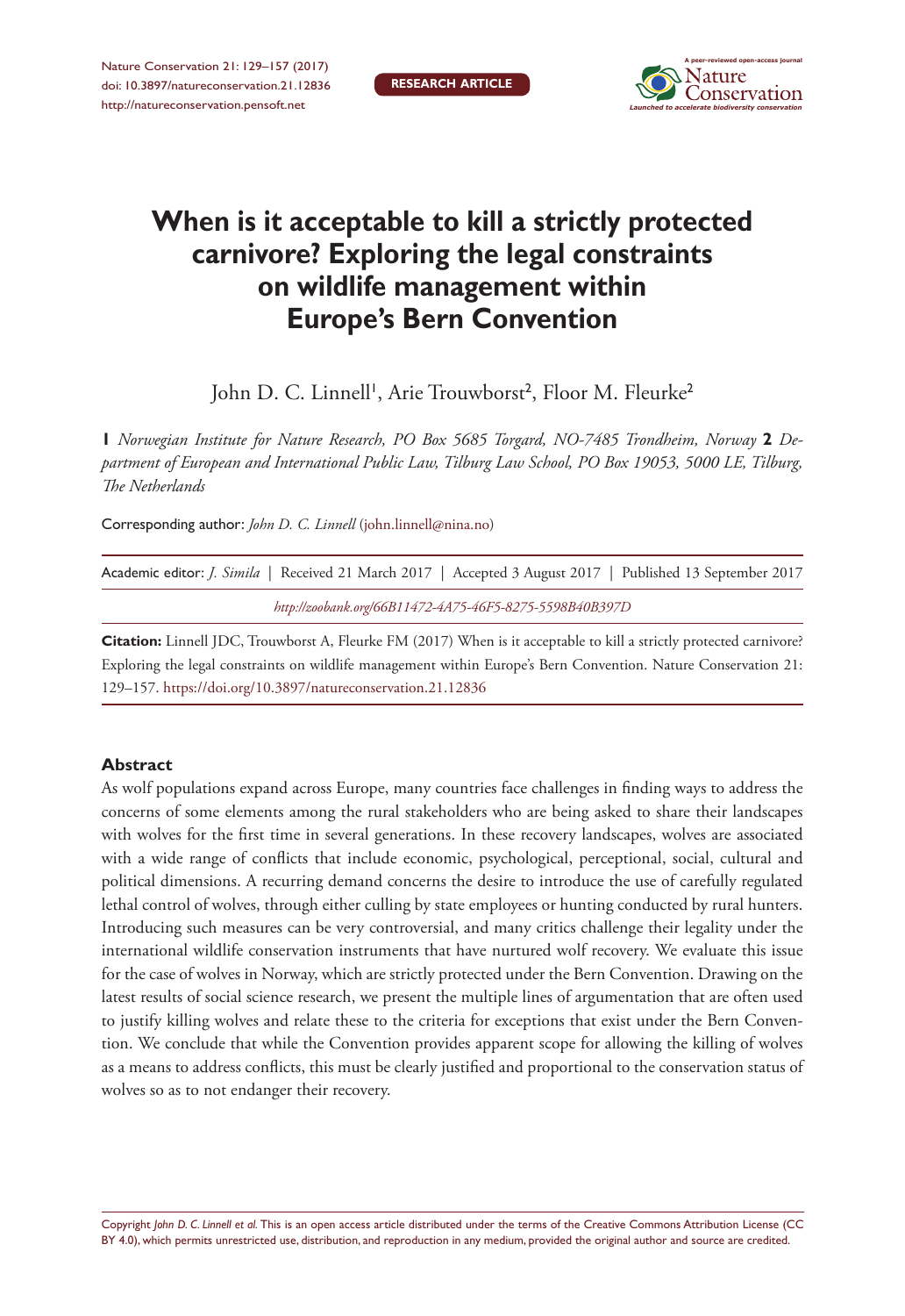# When is it acceptable to kill a strictly protected carnivore? Exploring the legal constraints on wildlife management within Europe's Bern Convention

John D. C. Linnell[1], Arie Trouwborst[2], Floor M. Fleurke[2]

**1** *Norwegian Institute for Nature Research, PO Box 5685 Torgard, NO-7485 Trondheim, Norway* **2** *Department of European and International Public Law, Tilburg Law School, PO Box 19053, 5000 LE, Tilburg, The Netherlands*

Corresponding author: *John D. C. Linnell* (john.linnell@nina.no)

Academic editor: *J. Simila* | Received 21 March 2017 | Accepted 3 August 2017 | Published 13 September 2017

*http://zoobank.org/66B11472-4A75-46F5-8275-5598B40B397D*

**Citation:** Linnell JDC, Trouwborst A, Fleurke FM (2017) When is it acceptable to kill a strictly protected carnivore? Exploring the legal constraints on wildlife management within Europe's Bern Convention. Nature Conservation 21: 129–157. https://doi.org/10.3897/natureconservation.21.12836

## Abstract

As wolf populations expand across Europe, many countries face challenges in finding ways to address the concerns of some elements among the rural stakeholders who are being asked to share their landscapes with wolves for the first time in several generations. In these recovery landscapes, wolves are associated with a wide range of conflicts that include economic, psychological, perceptional, social, cultural and political dimensions. A recurring demand concerns the desire to introduce the use of carefully regulated lethal control of wolves, through either culling by state employees or hunting conducted by rural hunters. Introducing such measures can be very controversial, and many critics challenge their legality under the international wildlife conservation instruments that have nurtured wolf recovery. We evaluate this issue for the case of wolves in Norway, which are strictly protected under the Bern Convention. Drawing on the latest results of social science research, we present the multiple lines of argumentation that are often used to justify killing wolves and relate these to the criteria for exceptions that exist under the Bern Convention. We conclude that while the Convention provides apparent scope for allowing the killing of wolves as a means to address conflicts, this must be clearly justified and proportional to the conservation status of wolves so as to not endanger their recovery.

Copyright *John D. C. Linnell et al.* This is an open access article distributed under the terms of the Creative Commons Attribution License (CC BY 4.0), which permits unrestricted use, distribution, and reproduction in any medium, provided the original author and source are credited.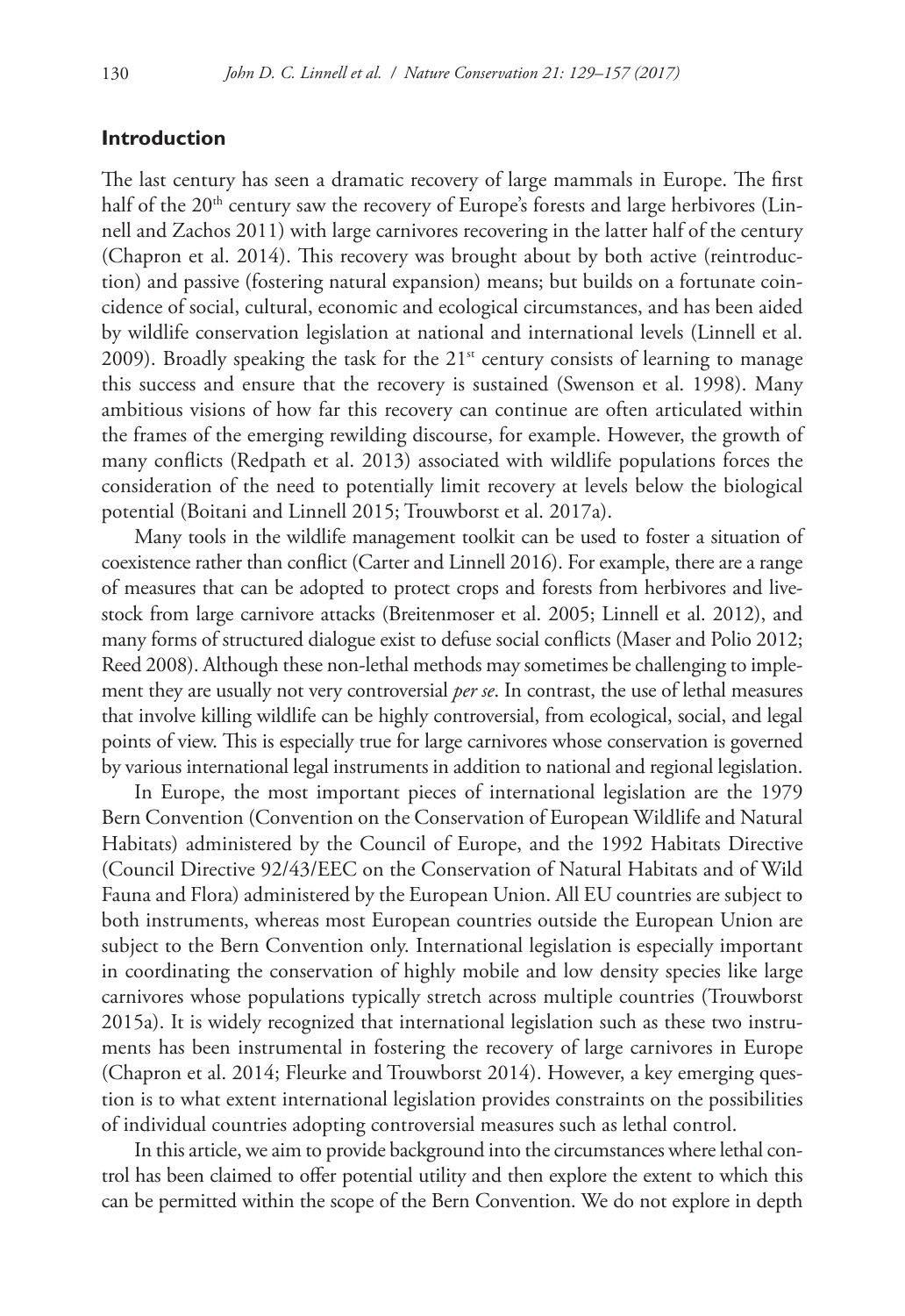## Introduction

The last century has seen a dramatic recovery of large mammals in Europe. The first half of the 20th century saw the recovery of Europe's forests and large herbivores (Linnell and Zachos 2011) with large carnivores recovering in the latter half of the century (Chapron et al. 2014). This recovery was brought about by both active (reintroduction) and passive (fostering natural expansion) means; but builds on a fortunate coincidence of social, cultural, economic and ecological circumstances, and has been aided by wildlife conservation legislation at national and international levels (Linnell et al. 2009). Broadly speaking the task for the 21st century consists of learning to manage this success and ensure that the recovery is sustained (Swenson et al. 1998). Many ambitious visions of how far this recovery can continue are often articulated within the frames of the emerging rewilding discourse, for example. However, the growth of many conflicts (Redpath et al. 2013) associated with wildlife populations forces the consideration of the need to potentially limit recovery at levels below the biological potential (Boitani and Linnell 2015; Trouwborst et al. 2017a).

Many tools in the wildlife management toolkit can be used to foster a situation of coexistence rather than conflict (Carter and Linnell 2016). For example, there are a range of measures that can be adopted to protect crops and forests from herbivores and livestock from large carnivore attacks (Breitenmoser et al. 2005; Linnell et al. 2012), and many forms of structured dialogue exist to defuse social conflicts (Maser and Polio 2012; Reed 2008). Although these non-lethal methods may sometimes be challenging to implement they are usually not very controversial *per se*. In contrast, the use of lethal measures that involve killing wildlife can be highly controversial, from ecological, social, and legal points of view. This is especially true for large carnivores whose conservation is governed by various international legal instruments in addition to national and regional legislation.

In Europe, the most important pieces of international legislation are the 1979 Bern Convention (Convention on the Conservation of European Wildlife and Natural Habitats) administered by the Council of Europe, and the 1992 Habitats Directive (Council Directive 92/43/EEC on the Conservation of Natural Habitats and of Wild Fauna and Flora) administered by the European Union. All EU countries are subject to both instruments, whereas most European countries outside the European Union are subject to the Bern Convention only. International legislation is especially important in coordinating the conservation of highly mobile and low density species like large carnivores whose populations typically stretch across multiple countries (Trouwborst 2015a). It is widely recognized that international legislation such as these two instruments has been instrumental in fostering the recovery of large carnivores in Europe (Chapron et al. 2014; Fleurke and Trouwborst 2014). However, a key emerging question is to what extent international legislation provides constraints on the possibilities of individual countries adopting controversial measures such as lethal control.

In this article, we aim to provide background into the circumstances where lethal control has been claimed to offer potential utility and then explore the extent to which this can be permitted within the scope of the Bern Convention. We do not explore in depth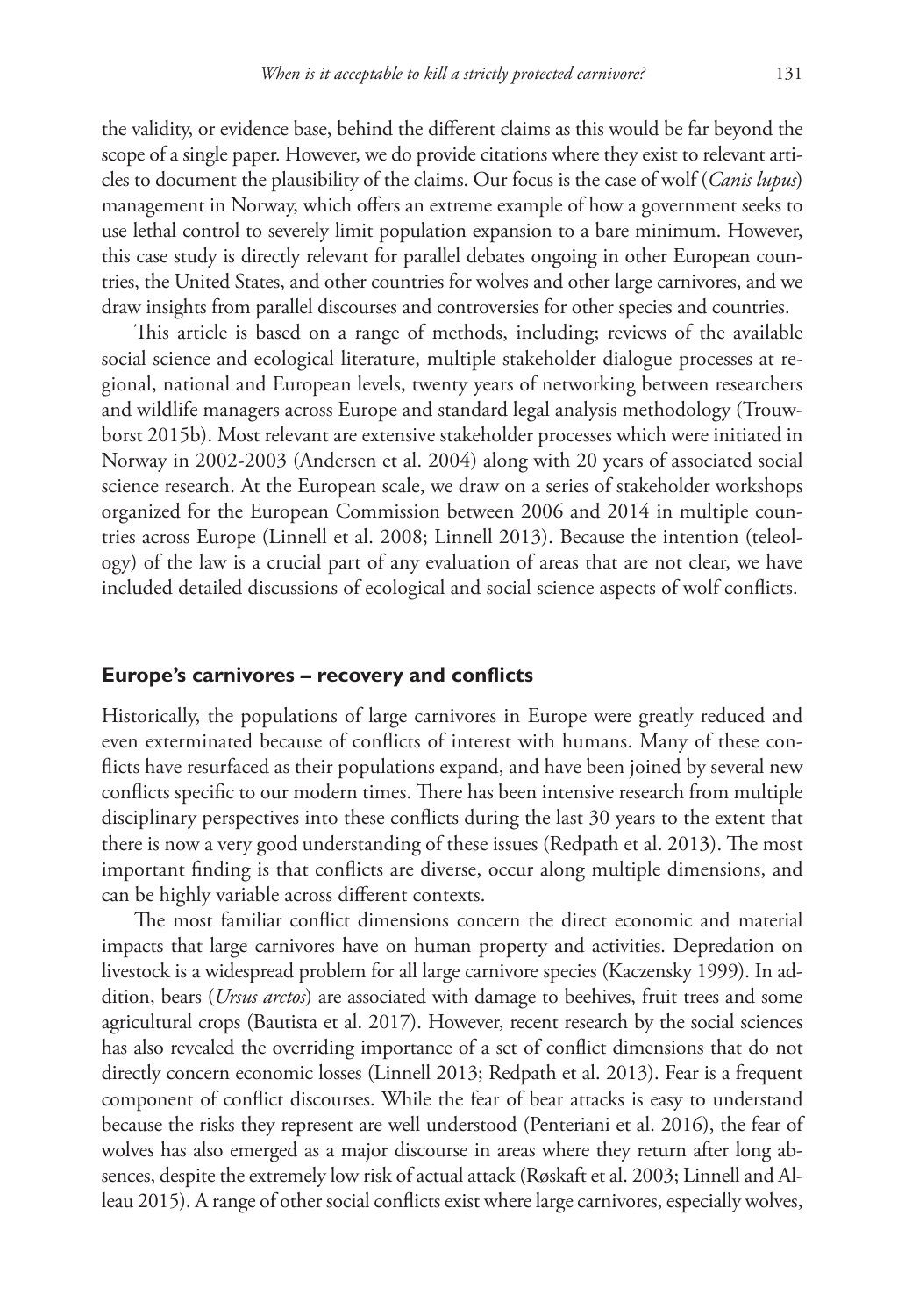the validity, or evidence base, behind the different claims as this would be far beyond the scope of a single paper. However, we do provide citations where they exist to relevant articles to document the plausibility of the claims. Our focus is the case of wolf (*Canis lupus*) management in Norway, which offers an extreme example of how a government seeks to use lethal control to severely limit population expansion to a bare minimum. However, this case study is directly relevant for parallel debates ongoing in other European countries, the United States, and other countries for wolves and other large carnivores, and we draw insights from parallel discourses and controversies for other species and countries.

This article is based on a range of methods, including; reviews of the available social science and ecological literature, multiple stakeholder dialogue processes at regional, national and European levels, twenty years of networking between researchers and wildlife managers across Europe and standard legal analysis methodology (Trouwborst 2015b). Most relevant are extensive stakeholder processes which were initiated in Norway in 2002-2003 (Andersen et al. 2004) along with 20 years of associated social science research. At the European scale, we draw on a series of stakeholder workshops organized for the European Commission between 2006 and 2014 in multiple countries across Europe (Linnell et al. 2008; Linnell 2013). Because the intention (teleology) of the law is a crucial part of any evaluation of areas that are not clear, we have included detailed discussions of ecological and social science aspects of wolf conflicts.

## Europe's carnivores – recovery and conflicts

Historically, the populations of large carnivores in Europe were greatly reduced and even exterminated because of conflicts of interest with humans. Many of these conflicts have resurfaced as their populations expand, and have been joined by several new conflicts specific to our modern times. There has been intensive research from multiple disciplinary perspectives into these conflicts during the last 30 years to the extent that there is now a very good understanding of these issues (Redpath et al. 2013). The most important finding is that conflicts are diverse, occur along multiple dimensions, and can be highly variable across different contexts.

The most familiar conflict dimensions concern the direct economic and material impacts that large carnivores have on human property and activities. Depredation on livestock is a widespread problem for all large carnivore species (Kaczensky 1999). In addition, bears (*Ursus arctos*) are associated with damage to beehives, fruit trees and some agricultural crops (Bautista et al. 2017). However, recent research by the social sciences has also revealed the overriding importance of a set of conflict dimensions that do not directly concern economic losses (Linnell 2013; Redpath et al. 2013). Fear is a frequent component of conflict discourses. While the fear of bear attacks is easy to understand because the risks they represent are well understood (Penteriani et al. 2016), the fear of wolves has also emerged as a major discourse in areas where they return after long absences, despite the extremely low risk of actual attack (Røskaft et al. 2003; Linnell and Alleau 2015). A range of other social conflicts exist where large carnivores, especially wolves,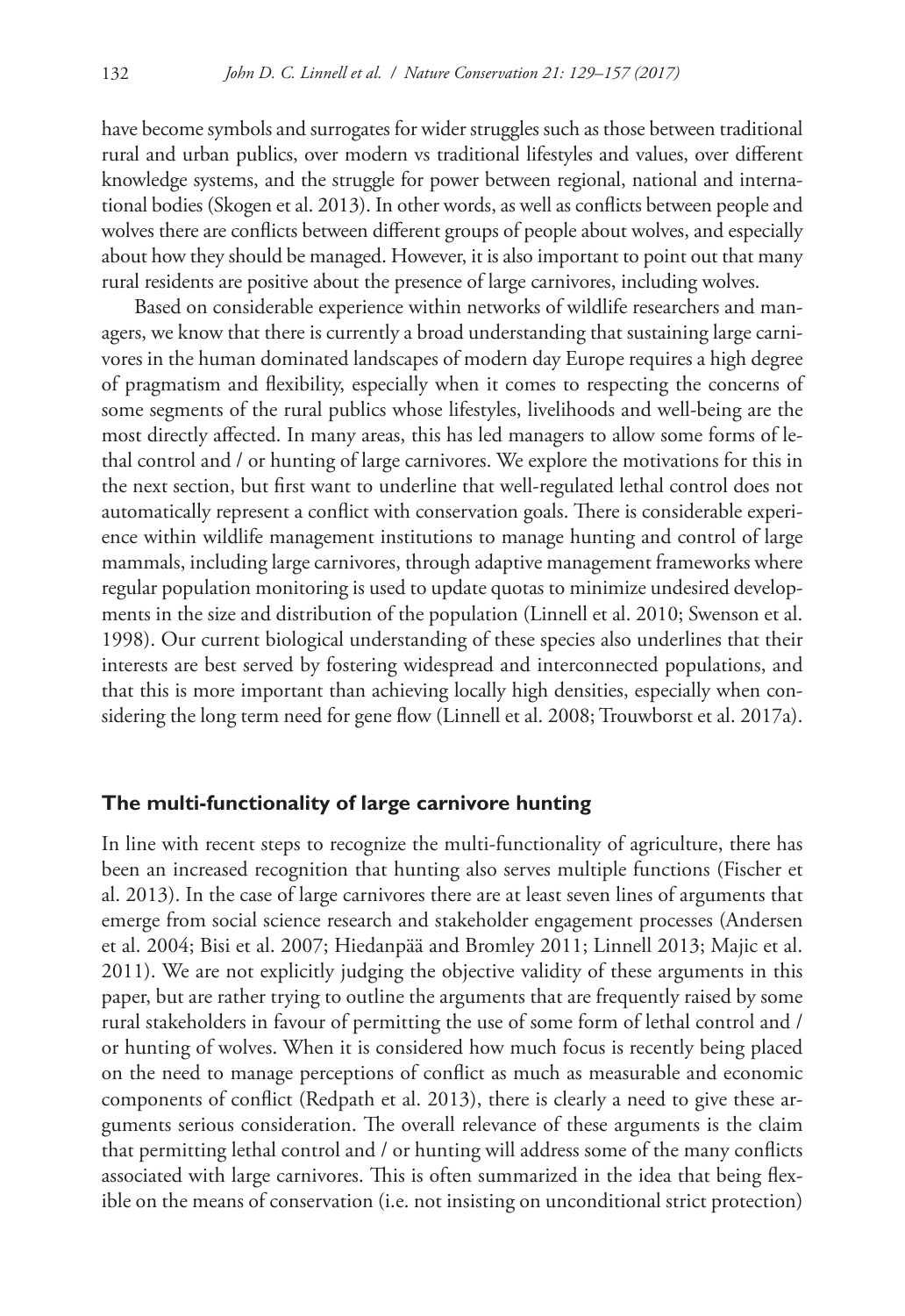have become symbols and surrogates for wider struggles such as those between traditional rural and urban publics, over modern vs traditional lifestyles and values, over different knowledge systems, and the struggle for power between regional, national and international bodies (Skogen et al. 2013). In other words, as well as conflicts between people and wolves there are conflicts between different groups of people about wolves, and especially about how they should be managed. However, it is also important to point out that many rural residents are positive about the presence of large carnivores, including wolves.

Based on considerable experience within networks of wildlife researchers and managers, we know that there is currently a broad understanding that sustaining large carnivores in the human dominated landscapes of modern day Europe requires a high degree of pragmatism and flexibility, especially when it comes to respecting the concerns of some segments of the rural publics whose lifestyles, livelihoods and well-being are the most directly affected. In many areas, this has led managers to allow some forms of lethal control and / or hunting of large carnivores. We explore the motivations for this in the next section, but first want to underline that well-regulated lethal control does not automatically represent a conflict with conservation goals. There is considerable experience within wildlife management institutions to manage hunting and control of large mammals, including large carnivores, through adaptive management frameworks where regular population monitoring is used to update quotas to minimize undesired developments in the size and distribution of the population (Linnell et al. 2010; Swenson et al. 1998). Our current biological understanding of these species also underlines that their interests are best served by fostering widespread and interconnected populations, and that this is more important than achieving locally high densities, especially when considering the long term need for gene flow (Linnell et al. 2008; Trouwborst et al. 2017a).

## The multi-functionality of large carnivore hunting

In line with recent steps to recognize the multi-functionality of agriculture, there has been an increased recognition that hunting also serves multiple functions (Fischer et al. 2013). In the case of large carnivores there are at least seven lines of arguments that emerge from social science research and stakeholder engagement processes (Andersen et al. 2004; Bisi et al. 2007; Hiedanpää and Bromley 2011; Linnell 2013; Majic et al. 2011). We are not explicitly judging the objective validity of these arguments in this paper, but are rather trying to outline the arguments that are frequently raised by some rural stakeholders in favour of permitting the use of some form of lethal control and / or hunting of wolves. When it is considered how much focus is recently being placed on the need to manage perceptions of conflict as much as measurable and economic components of conflict (Redpath et al. 2013), there is clearly a need to give these arguments serious consideration. The overall relevance of these arguments is the claim that permitting lethal control and / or hunting will address some of the many conflicts associated with large carnivores. This is often summarized in the idea that being flexible on the means of conservation (i.e. not insisting on unconditional strict protection)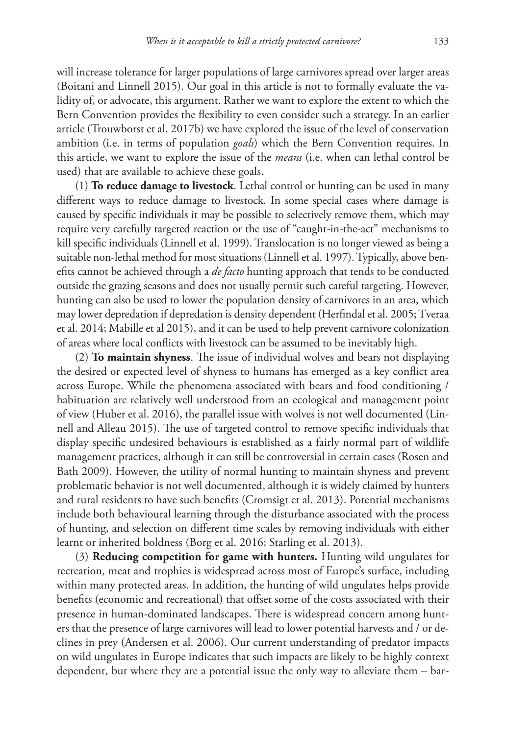will increase tolerance for larger populations of large carnivores spread over larger areas (Boitani and Linnell 2015). Our goal in this article is not to formally evaluate the validity of, or advocate, this argument. Rather we want to explore the extent to which the Bern Convention provides the flexibility to even consider such a strategy. In an earlier article (Trouwborst et al. 2017b) we have explored the issue of the level of conservation ambition (i.e. in terms of population *goals*) which the Bern Convention requires. In this article, we want to explore the issue of the *means* (i.e. when can lethal control be used) that are available to achieve these goals.

(1) **To reduce damage to livestock**. Lethal control or hunting can be used in many different ways to reduce damage to livestock. In some special cases where damage is caused by specific individuals it may be possible to selectively remove them, which may require very carefully targeted reaction or the use of "caught-in-the-act" mechanisms to kill specific individuals (Linnell et al. 1999). Translocation is no longer viewed as being a suitable non-lethal method for most situations (Linnell et al. 1997). Typically, above benefits cannot be achieved through a *de facto* hunting approach that tends to be conducted outside the grazing seasons and does not usually permit such careful targeting. However, hunting can also be used to lower the population density of carnivores in an area, which may lower depredation if depredation is density dependent (Herfindal et al. 2005; Tveraa et al. 2014; Mabille et al 2015), and it can be used to help prevent carnivore colonization of areas where local conflicts with livestock can be assumed to be inevitably high.

(2) **To maintain shyness**. The issue of individual wolves and bears not displaying the desired or expected level of shyness to humans has emerged as a key conflict area across Europe. While the phenomena associated with bears and food conditioning / habituation are relatively well understood from an ecological and management point of view (Huber et al. 2016), the parallel issue with wolves is not well documented (Linnell and Alleau 2015). The use of targeted control to remove specific individuals that display specific undesired behaviours is established as a fairly normal part of wildlife management practices, although it can still be controversial in certain cases (Rosen and Bath 2009). However, the utility of normal hunting to maintain shyness and prevent problematic behavior is not well documented, although it is widely claimed by hunters and rural residents to have such benefits (Cromsigt et al. 2013). Potential mechanisms include both behavioural learning through the disturbance associated with the process of hunting, and selection on different time scales by removing individuals with either learnt or inherited boldness (Borg et al. 2016; Starling et al. 2013).

(3) **Reducing competition for game with hunters.** Hunting wild ungulates for recreation, meat and trophies is widespread across most of Europe's surface, including within many protected areas. In addition, the hunting of wild ungulates helps provide benefits (economic and recreational) that offset some of the costs associated with their presence in human-dominated landscapes. There is widespread concern among hunters that the presence of large carnivores will lead to lower potential harvests and / or declines in prey (Andersen et al. 2006). Our current understanding of predator impacts on wild ungulates in Europe indicates that such impacts are likely to be highly context dependent, but where they are a potential issue the only way to alleviate them – bar-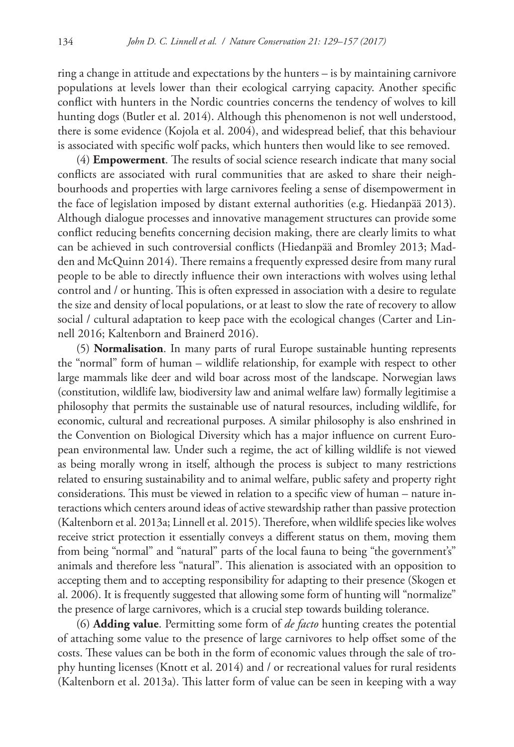ring a change in attitude and expectations by the hunters – is by maintaining carnivore populations at levels lower than their ecological carrying capacity. Another specific conflict with hunters in the Nordic countries concerns the tendency of wolves to kill hunting dogs (Butler et al. 2014). Although this phenomenon is not well understood, there is some evidence (Kojola et al. 2004), and widespread belief, that this behaviour is associated with specific wolf packs, which hunters then would like to see removed.

(4) **Empowerment**. The results of social science research indicate that many social conflicts are associated with rural communities that are asked to share their neighbourhoods and properties with large carnivores feeling a sense of disempowerment in the face of legislation imposed by distant external authorities (e.g. Hiedanpää 2013). Although dialogue processes and innovative management structures can provide some conflict reducing benefits concerning decision making, there are clearly limits to what can be achieved in such controversial conflicts (Hiedanpää and Bromley 2013; Madden and McQuinn 2014). There remains a frequently expressed desire from many rural people to be able to directly influence their own interactions with wolves using lethal control and / or hunting. This is often expressed in association with a desire to regulate the size and density of local populations, or at least to slow the rate of recovery to allow social / cultural adaptation to keep pace with the ecological changes (Carter and Linnell 2016; Kaltenborn and Brainerd 2016).

(5) **Normalisation**. In many parts of rural Europe sustainable hunting represents the "normal" form of human – wildlife relationship, for example with respect to other large mammals like deer and wild boar across most of the landscape. Norwegian laws (constitution, wildlife law, biodiversity law and animal welfare law) formally legitimise a philosophy that permits the sustainable use of natural resources, including wildlife, for economic, cultural and recreational purposes. A similar philosophy is also enshrined in the Convention on Biological Diversity which has a major influence on current European environmental law. Under such a regime, the act of killing wildlife is not viewed as being morally wrong in itself, although the process is subject to many restrictions related to ensuring sustainability and to animal welfare, public safety and property right considerations. This must be viewed in relation to a specific view of human – nature interactions which centers around ideas of active stewardship rather than passive protection (Kaltenborn et al. 2013a; Linnell et al. 2015). Therefore, when wildlife species like wolves receive strict protection it essentially conveys a different status on them, moving them from being "normal" and "natural" parts of the local fauna to being "the government's" animals and therefore less "natural". This alienation is associated with an opposition to accepting them and to accepting responsibility for adapting to their presence (Skogen et al. 2006). It is frequently suggested that allowing some form of hunting will "normalize" the presence of large carnivores, which is a crucial step towards building tolerance.

(6) **Adding value**. Permitting some form of *de facto* hunting creates the potential of attaching some value to the presence of large carnivores to help offset some of the costs. These values can be both in the form of economic values through the sale of trophy hunting licenses (Knott et al. 2014) and / or recreational values for rural residents (Kaltenborn et al. 2013a). This latter form of value can be seen in keeping with a way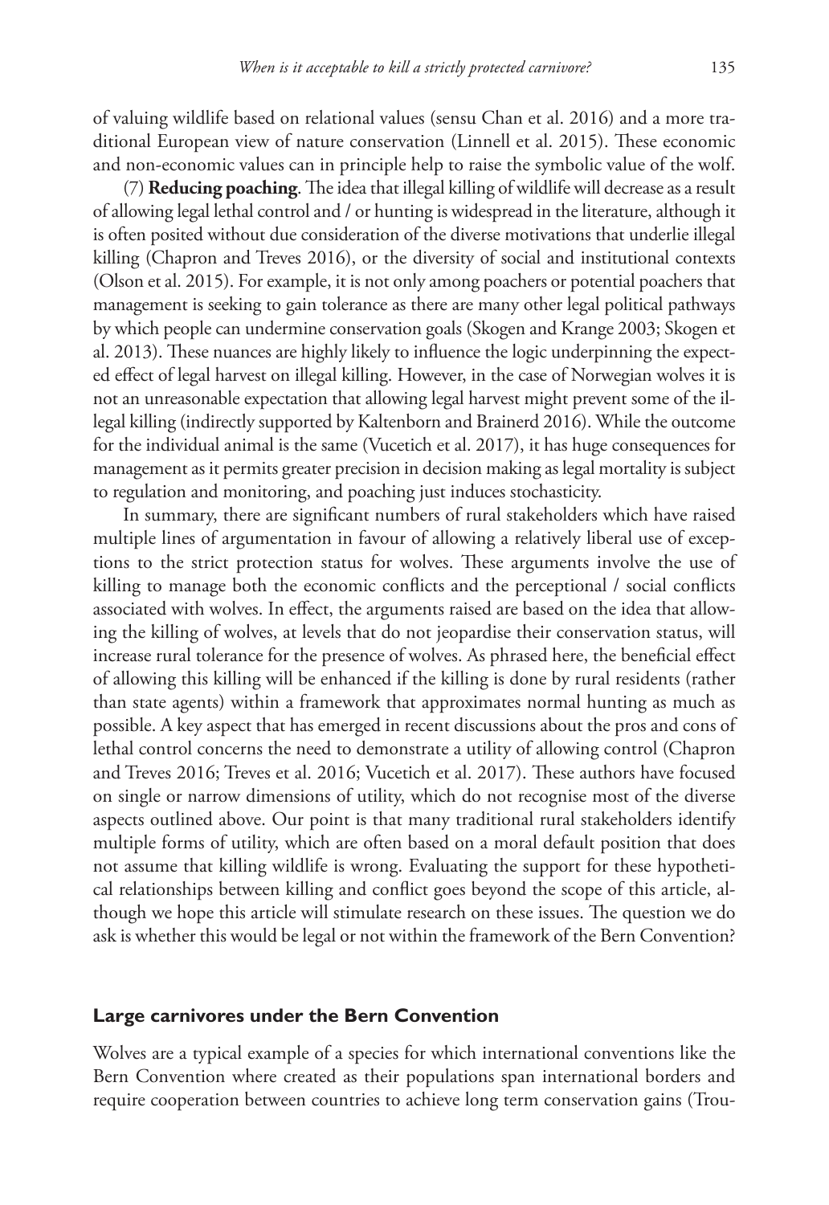of valuing wildlife based on relational values (sensu Chan et al. 2016) and a more traditional European view of nature conservation (Linnell et al. 2015). These economic and non-economic values can in principle help to raise the symbolic value of the wolf.

(7) **Reducing poaching**. The idea that illegal killing of wildlife will decrease as a result of allowing legal lethal control and / or hunting is widespread in the literature, although it is often posited without due consideration of the diverse motivations that underlie illegal killing (Chapron and Treves 2016), or the diversity of social and institutional contexts (Olson et al. 2015). For example, it is not only among poachers or potential poachers that management is seeking to gain tolerance as there are many other legal political pathways by which people can undermine conservation goals (Skogen and Krange 2003; Skogen et al. 2013). These nuances are highly likely to influence the logic underpinning the expected effect of legal harvest on illegal killing. However, in the case of Norwegian wolves it is not an unreasonable expectation that allowing legal harvest might prevent some of the illegal killing (indirectly supported by Kaltenborn and Brainerd 2016). While the outcome for the individual animal is the same (Vucetich et al. 2017), it has huge consequences for management as it permits greater precision in decision making as legal mortality is subject to regulation and monitoring, and poaching just induces stochasticity.

In summary, there are significant numbers of rural stakeholders which have raised multiple lines of argumentation in favour of allowing a relatively liberal use of exceptions to the strict protection status for wolves. These arguments involve the use of killing to manage both the economic conflicts and the perceptional / social conflicts associated with wolves. In effect, the arguments raised are based on the idea that allowing the killing of wolves, at levels that do not jeopardise their conservation status, will increase rural tolerance for the presence of wolves. As phrased here, the beneficial effect of allowing this killing will be enhanced if the killing is done by rural residents (rather than state agents) within a framework that approximates normal hunting as much as possible. A key aspect that has emerged in recent discussions about the pros and cons of lethal control concerns the need to demonstrate a utility of allowing control (Chapron and Treves 2016; Treves et al. 2016; Vucetich et al. 2017). These authors have focused on single or narrow dimensions of utility, which do not recognise most of the diverse aspects outlined above. Our point is that many traditional rural stakeholders identify multiple forms of utility, which are often based on a moral default position that does not assume that killing wildlife is wrong. Evaluating the support for these hypothetical relationships between killing and conflict goes beyond the scope of this article, although we hope this article will stimulate research on these issues. The question we do ask is whether this would be legal or not within the framework of the Bern Convention?

## Large carnivores under the Bern Convention

Wolves are a typical example of a species for which international conventions like the Bern Convention where created as their populations span international borders and require cooperation between countries to achieve long term conservation gains (Trou-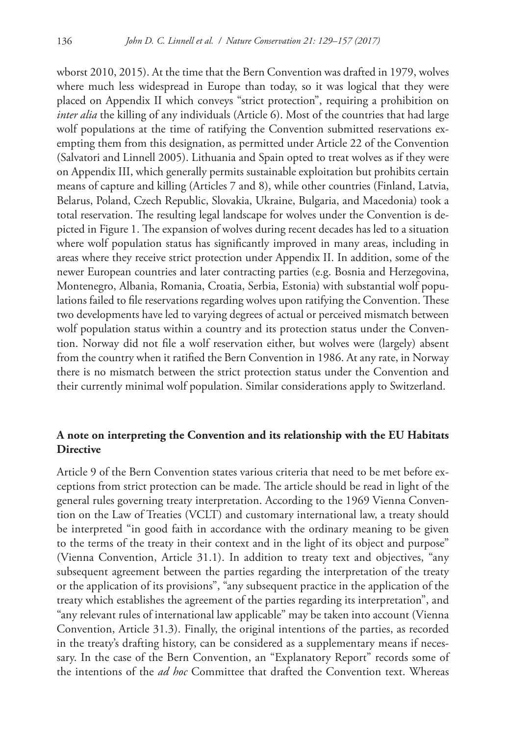wborst 2010, 2015). At the time that the Bern Convention was drafted in 1979, wolves where much less widespread in Europe than today, so it was logical that they were placed on Appendix II which conveys "strict protection", requiring a prohibition on *inter alia* the killing of any individuals (Article 6). Most of the countries that had large wolf populations at the time of ratifying the Convention submitted reservations exempting them from this designation, as permitted under Article 22 of the Convention (Salvatori and Linnell 2005). Lithuania and Spain opted to treat wolves as if they were on Appendix III, which generally permits sustainable exploitation but prohibits certain means of capture and killing (Articles 7 and 8), while other countries (Finland, Latvia, Belarus, Poland, Czech Republic, Slovakia, Ukraine, Bulgaria, and Macedonia) took a total reservation. The resulting legal landscape for wolves under the Convention is depicted in Figure 1. The expansion of wolves during recent decades has led to a situation where wolf population status has significantly improved in many areas, including in areas where they receive strict protection under Appendix II. In addition, some of the newer European countries and later contracting parties (e.g. Bosnia and Herzegovina, Montenegro, Albania, Romania, Croatia, Serbia, Estonia) with substantial wolf populations failed to file reservations regarding wolves upon ratifying the Convention. These two developments have led to varying degrees of actual or perceived mismatch between wolf population status within a country and its protection status under the Convention. Norway did not file a wolf reservation either, but wolves were (largely) absent from the country when it ratified the Bern Convention in 1986. At any rate, in Norway there is no mismatch between the strict protection status under the Convention and their currently minimal wolf population. Similar considerations apply to Switzerland.

### A note on interpreting the Convention and its relationship with the EU Habitats Directive

Article 9 of the Bern Convention states various criteria that need to be met before exceptions from strict protection can be made. The article should be read in light of the general rules governing treaty interpretation. According to the 1969 Vienna Convention on the Law of Treaties (VCLT) and customary international law, a treaty should be interpreted "in good faith in accordance with the ordinary meaning to be given to the terms of the treaty in their context and in the light of its object and purpose" (Vienna Convention, Article 31.1). In addition to treaty text and objectives, "any subsequent agreement between the parties regarding the interpretation of the treaty or the application of its provisions", "any subsequent practice in the application of the treaty which establishes the agreement of the parties regarding its interpretation", and "any relevant rules of international law applicable" may be taken into account (Vienna Convention, Article 31.3). Finally, the original intentions of the parties, as recorded in the treaty's drafting history, can be considered as a supplementary means if necessary. In the case of the Bern Convention, an "Explanatory Report" records some of the intentions of the *ad hoc* Committee that drafted the Convention text. Whereas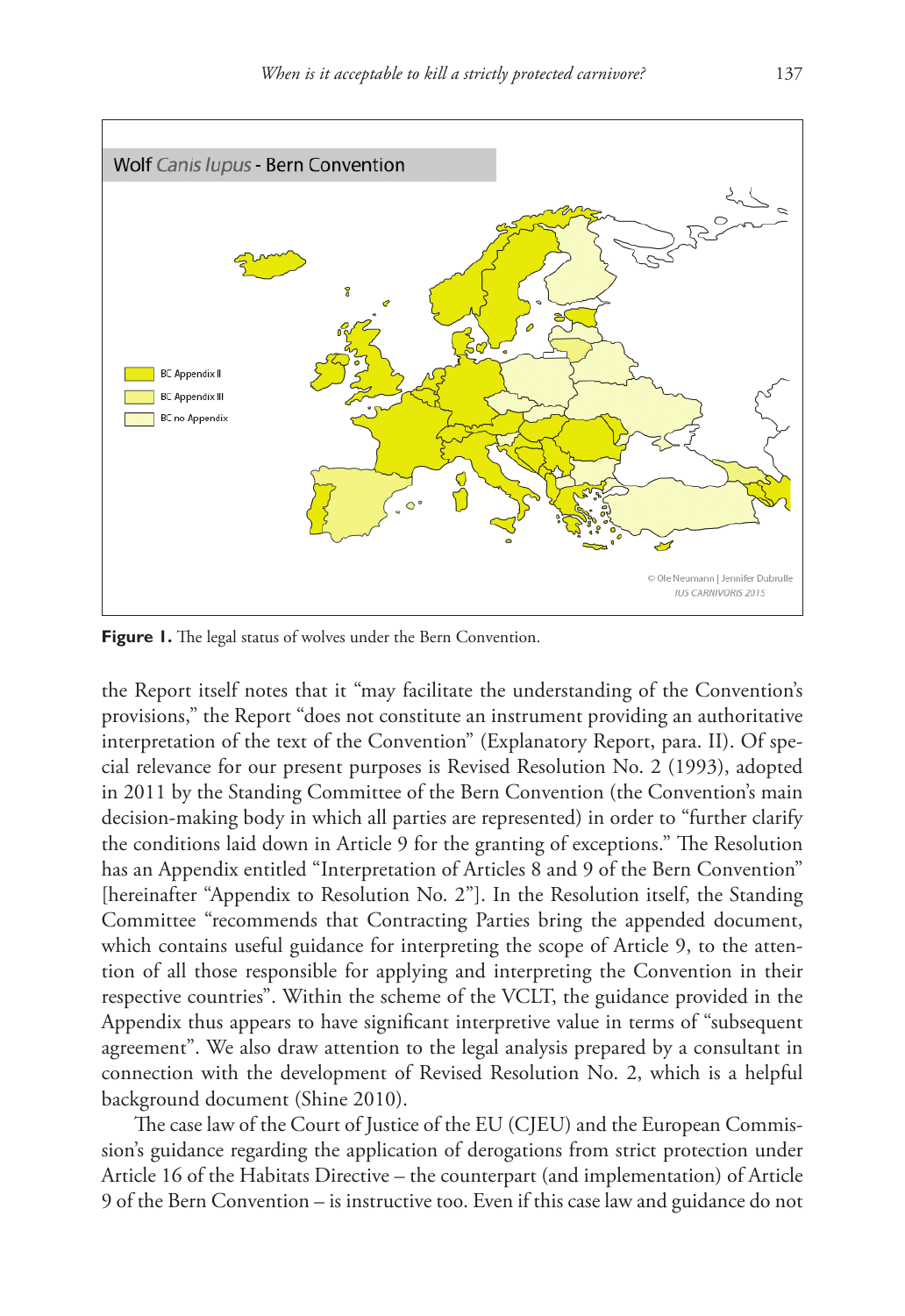**Figure 1.** The legal status of wolves under the Bern Convention.

the Report itself notes that it "may facilitate the understanding of the Convention's provisions," the Report "does not constitute an instrument providing an authoritative interpretation of the text of the Convention" (Explanatory Report, para. II). Of special relevance for our present purposes is Revised Resolution No. 2 (1993), adopted in 2011 by the Standing Committee of the Bern Convention (the Convention's main decision-making body in which all parties are represented) in order to "further clarify the conditions laid down in Article 9 for the granting of exceptions." The Resolution has an Appendix entitled "Interpretation of Articles 8 and 9 of the Bern Convention" [hereinafter "Appendix to Resolution No. 2"]. In the Resolution itself, the Standing Committee "recommends that Contracting Parties bring the appended document, which contains useful guidance for interpreting the scope of Article 9, to the attention of all those responsible for applying and interpreting the Convention in their respective countries". Within the scheme of the VCLT, the guidance provided in the Appendix thus appears to have significant interpretive value in terms of "subsequent agreement". We also draw attention to the legal analysis prepared by a consultant in connection with the development of Revised Resolution No. 2, which is a helpful background document (Shine 2010).

The case law of the Court of Justice of the EU (CJEU) and the European Commission's guidance regarding the application of derogations from strict protection under Article 16 of the Habitats Directive – the counterpart (and implementation) of Article 9 of the Bern Convention – is instructive too. Even if this case law and guidance do not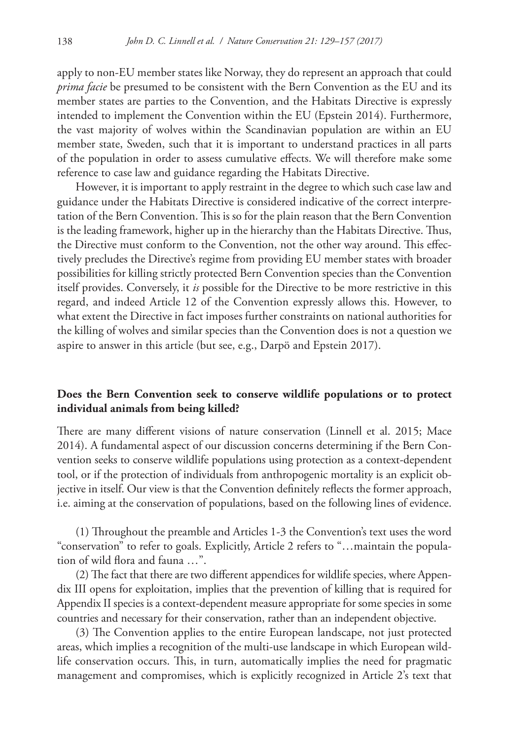apply to non-EU member states like Norway, they do represent an approach that could *prima facie* be presumed to be consistent with the Bern Convention as the EU and its member states are parties to the Convention, and the Habitats Directive is expressly intended to implement the Convention within the EU (Epstein 2014). Furthermore, the vast majority of wolves within the Scandinavian population are within an EU member state, Sweden, such that it is important to understand practices in all parts of the population in order to assess cumulative effects. We will therefore make some reference to case law and guidance regarding the Habitats Directive.

However, it is important to apply restraint in the degree to which such case law and guidance under the Habitats Directive is considered indicative of the correct interpretation of the Bern Convention. This is so for the plain reason that the Bern Convention is the leading framework, higher up in the hierarchy than the Habitats Directive. Thus, the Directive must conform to the Convention, not the other way around. This effectively precludes the Directive's regime from providing EU member states with broader possibilities for killing strictly protected Bern Convention species than the Convention itself provides. Conversely, it *is* possible for the Directive to be more restrictive in this regard, and indeed Article 12 of the Convention expressly allows this. However, to what extent the Directive in fact imposes further constraints on national authorities for the killing of wolves and similar species than the Convention does is not a question we aspire to answer in this article (but see, e.g., Darpö and Epstein 2017).

## Does the Bern Convention seek to conserve wildlife populations or to protect individual animals from being killed?

There are many different visions of nature conservation (Linnell et al. 2015; Mace 2014). A fundamental aspect of our discussion concerns determining if the Bern Convention seeks to conserve wildlife populations using protection as a context-dependent tool, or if the protection of individuals from anthropogenic mortality is an explicit objective in itself. Our view is that the Convention definitely reflects the former approach, i.e. aiming at the conservation of populations, based on the following lines of evidence.

(1) Throughout the preamble and Articles 1-3 the Convention's text uses the word "conservation" to refer to goals. Explicitly, Article 2 refers to "…maintain the population of wild flora and fauna …".

(2) The fact that there are two different appendices for wildlife species, where Appendix III opens for exploitation, implies that the prevention of killing that is required for Appendix II species is a context-dependent measure appropriate for some species in some countries and necessary for their conservation, rather than an independent objective.

(3) The Convention applies to the entire European landscape, not just protected areas, which implies a recognition of the multi-use landscape in which European wildlife conservation occurs. This, in turn, automatically implies the need for pragmatic management and compromises, which is explicitly recognized in Article 2's text that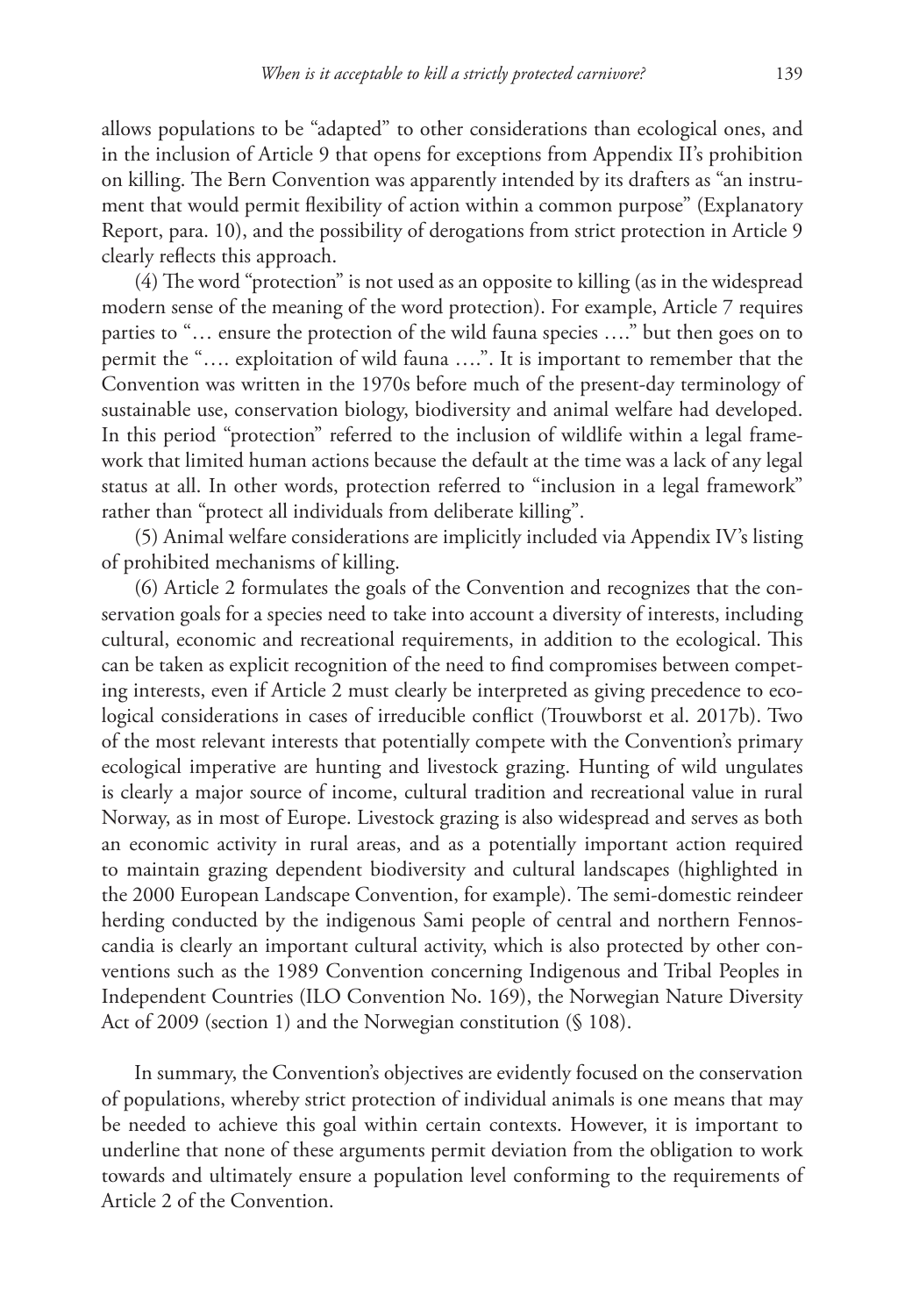allows populations to be "adapted" to other considerations than ecological ones, and in the inclusion of Article 9 that opens for exceptions from Appendix II's prohibition on killing. The Bern Convention was apparently intended by its drafters as "an instrument that would permit flexibility of action within a common purpose" (Explanatory Report, para. 10), and the possibility of derogations from strict protection in Article 9 clearly reflects this approach.

(4) The word "protection" is not used as an opposite to killing (as in the widespread modern sense of the meaning of the word protection). For example, Article 7 requires parties to "… ensure the protection of the wild fauna species …." but then goes on to permit the "…. exploitation of wild fauna ….". It is important to remember that the Convention was written in the 1970s before much of the present-day terminology of sustainable use, conservation biology, biodiversity and animal welfare had developed. In this period "protection" referred to the inclusion of wildlife within a legal framework that limited human actions because the default at the time was a lack of any legal status at all. In other words, protection referred to "inclusion in a legal framework" rather than "protect all individuals from deliberate killing".

(5) Animal welfare considerations are implicitly included via Appendix IV's listing of prohibited mechanisms of killing.

(6) Article 2 formulates the goals of the Convention and recognizes that the conservation goals for a species need to take into account a diversity of interests, including cultural, economic and recreational requirements, in addition to the ecological. This can be taken as explicit recognition of the need to find compromises between competing interests, even if Article 2 must clearly be interpreted as giving precedence to ecological considerations in cases of irreducible conflict (Trouwborst et al. 2017b). Two of the most relevant interests that potentially compete with the Convention's primary ecological imperative are hunting and livestock grazing. Hunting of wild ungulates is clearly a major source of income, cultural tradition and recreational value in rural Norway, as in most of Europe. Livestock grazing is also widespread and serves as both an economic activity in rural areas, and as a potentially important action required to maintain grazing dependent biodiversity and cultural landscapes (highlighted in the 2000 European Landscape Convention, for example). The semi-domestic reindeer herding conducted by the indigenous Sami people of central and northern Fennoscandia is clearly an important cultural activity, which is also protected by other conventions such as the 1989 Convention concerning Indigenous and Tribal Peoples in Independent Countries (ILO Convention No. 169), the Norwegian Nature Diversity Act of 2009 (section 1) and the Norwegian constitution (§ 108).

In summary, the Convention's objectives are evidently focused on the conservation of populations, whereby strict protection of individual animals is one means that may be needed to achieve this goal within certain contexts. However, it is important to underline that none of these arguments permit deviation from the obligation to work towards and ultimately ensure a population level conforming to the requirements of Article 2 of the Convention.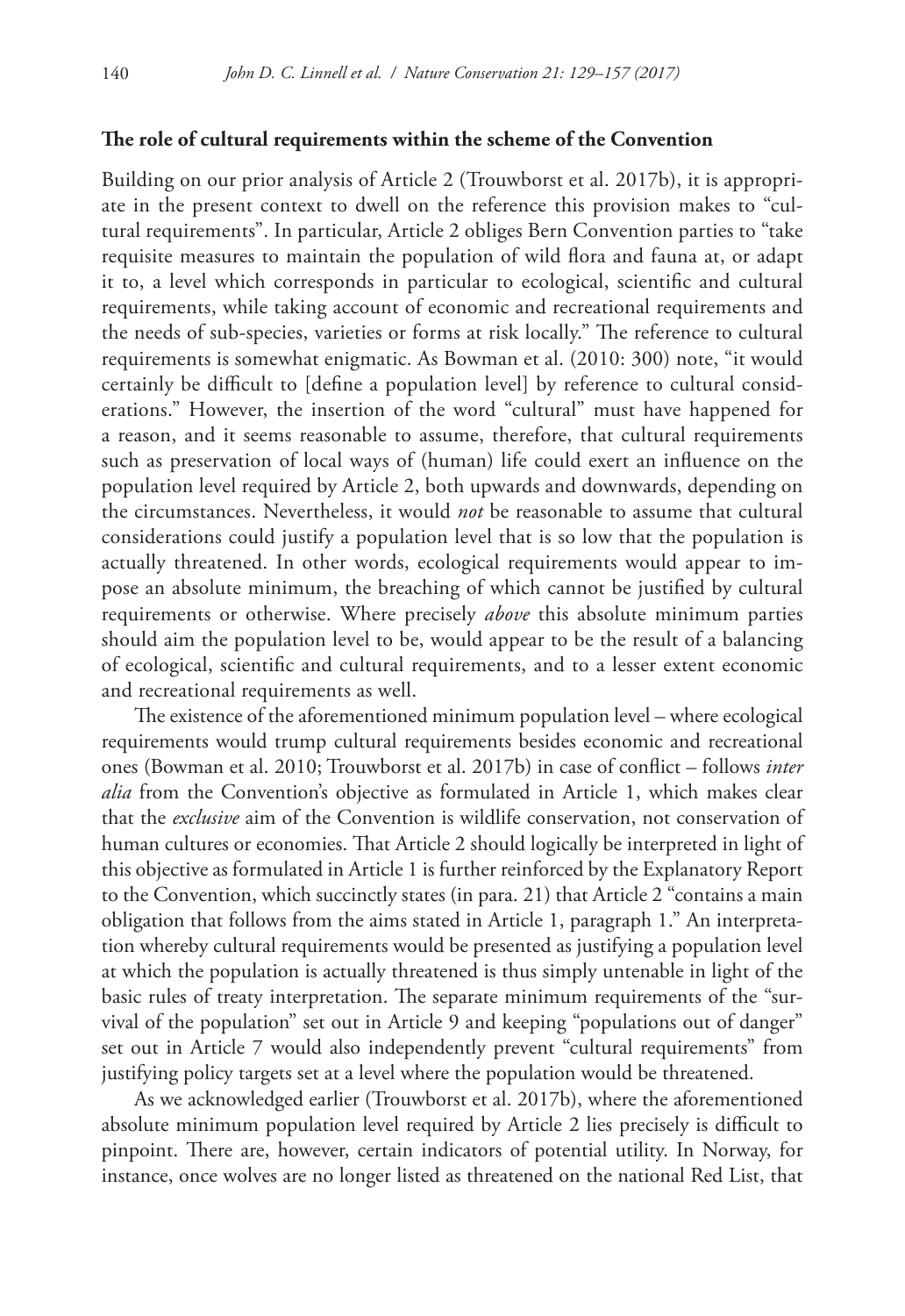### The role of cultural requirements within the scheme of the Convention

Building on our prior analysis of Article 2 (Trouwborst et al. 2017b), it is appropriate in the present context to dwell on the reference this provision makes to "cultural requirements". In particular, Article 2 obliges Bern Convention parties to "take requisite measures to maintain the population of wild flora and fauna at, or adapt it to, a level which corresponds in particular to ecological, scientific and cultural requirements, while taking account of economic and recreational requirements and the needs of sub-species, varieties or forms at risk locally." The reference to cultural requirements is somewhat enigmatic. As Bowman et al. (2010: 300) note, "it would certainly be difficult to [define a population level] by reference to cultural considerations." However, the insertion of the word "cultural" must have happened for a reason, and it seems reasonable to assume, therefore, that cultural requirements such as preservation of local ways of (human) life could exert an influence on the population level required by Article 2, both upwards and downwards, depending on the circumstances. Nevertheless, it would *not* be reasonable to assume that cultural considerations could justify a population level that is so low that the population is actually threatened. In other words, ecological requirements would appear to impose an absolute minimum, the breaching of which cannot be justified by cultural requirements or otherwise. Where precisely *above* this absolute minimum parties should aim the population level to be, would appear to be the result of a balancing of ecological, scientific and cultural requirements, and to a lesser extent economic and recreational requirements as well.

The existence of the aforementioned minimum population level – where ecological requirements would trump cultural requirements besides economic and recreational ones (Bowman et al. 2010; Trouwborst et al. 2017b) in case of conflict – follows *inter alia* from the Convention's objective as formulated in Article 1, which makes clear that the *exclusive* aim of the Convention is wildlife conservation, not conservation of human cultures or economies. That Article 2 should logically be interpreted in light of this objective as formulated in Article 1 is further reinforced by the Explanatory Report to the Convention, which succinctly states (in para. 21) that Article 2 "contains a main obligation that follows from the aims stated in Article 1, paragraph 1." An interpretation whereby cultural requirements would be presented as justifying a population level at which the population is actually threatened is thus simply untenable in light of the basic rules of treaty interpretation. The separate minimum requirements of the "survival of the population" set out in Article 9 and keeping "populations out of danger" set out in Article 7 would also independently prevent "cultural requirements" from justifying policy targets set at a level where the population would be threatened.

As we acknowledged earlier (Trouwborst et al. 2017b), where the aforementioned absolute minimum population level required by Article 2 lies precisely is difficult to pinpoint. There are, however, certain indicators of potential utility. In Norway, for instance, once wolves are no longer listed as threatened on the national Red List, that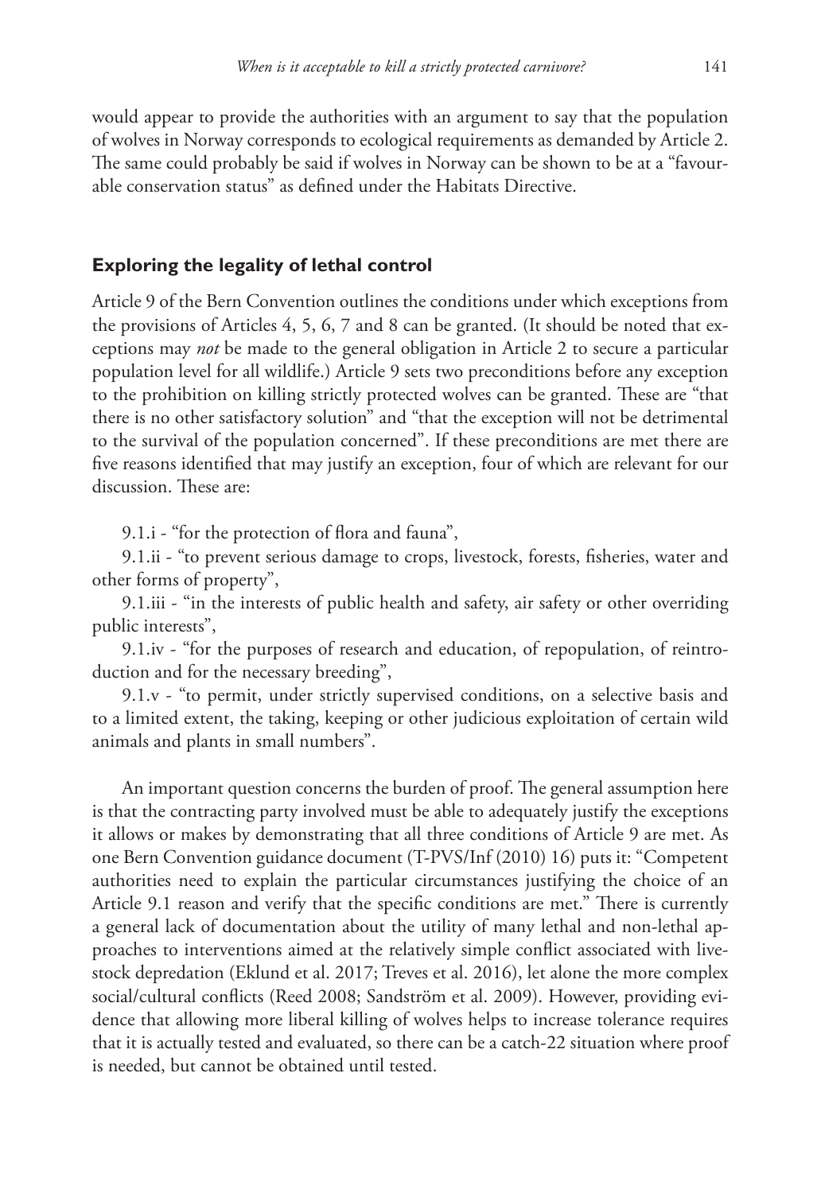would appear to provide the authorities with an argument to say that the population of wolves in Norway corresponds to ecological requirements as demanded by Article 2. The same could probably be said if wolves in Norway can be shown to be at a "favourable conservation status" as defined under the Habitats Directive.

## Exploring the legality of lethal control

Article 9 of the Bern Convention outlines the conditions under which exceptions from the provisions of Articles 4, 5, 6, 7 and 8 can be granted. (It should be noted that exceptions may *not* be made to the general obligation in Article 2 to secure a particular population level for all wildlife.) Article 9 sets two preconditions before any exception to the prohibition on killing strictly protected wolves can be granted. These are "that there is no other satisfactory solution" and "that the exception will not be detrimental to the survival of the population concerned". If these preconditions are met there are five reasons identified that may justify an exception, four of which are relevant for our discussion. These are:

9.1.i - "for the protection of flora and fauna",

9.1.ii - "to prevent serious damage to crops, livestock, forests, fisheries, water and other forms of property",

9.1.iii - "in the interests of public health and safety, air safety or other overriding public interests",

9.1.iv - "for the purposes of research and education, of repopulation, of reintroduction and for the necessary breeding",

9.1.v - "to permit, under strictly supervised conditions, on a selective basis and to a limited extent, the taking, keeping or other judicious exploitation of certain wild animals and plants in small numbers".

An important question concerns the burden of proof. The general assumption here is that the contracting party involved must be able to adequately justify the exceptions it allows or makes by demonstrating that all three conditions of Article 9 are met. As one Bern Convention guidance document (T-PVS/Inf (2010) 16) puts it: "Competent authorities need to explain the particular circumstances justifying the choice of an Article 9.1 reason and verify that the specific conditions are met." There is currently a general lack of documentation about the utility of many lethal and non-lethal approaches to interventions aimed at the relatively simple conflict associated with livestock depredation (Eklund et al. 2017; Treves et al. 2016), let alone the more complex social/cultural conflicts (Reed 2008; Sandström et al. 2009). However, providing evidence that allowing more liberal killing of wolves helps to increase tolerance requires that it is actually tested and evaluated, so there can be a catch-22 situation where proof is needed, but cannot be obtained until tested.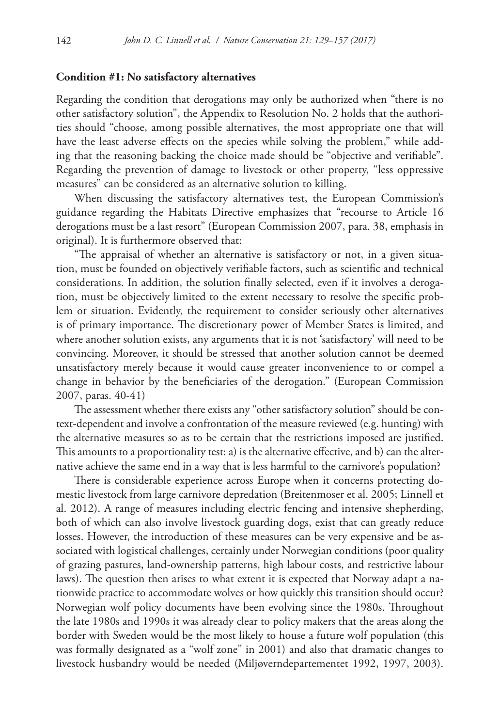**Condition #1: No satisfactory alternatives**

Regarding the condition that derogations may only be authorized when "there is no other satisfactory solution", the Appendix to Resolution No. 2 holds that the authorities should "choose, among possible alternatives, the most appropriate one that will have the least adverse effects on the species while solving the problem," while adding that the reasoning backing the choice made should be "objective and verifiable". Regarding the prevention of damage to livestock or other property, "less oppressive measures" can be considered as an alternative solution to killing.

When discussing the satisfactory alternatives test, the European Commission's guidance regarding the Habitats Directive emphasizes that "recourse to Article 16 derogations must be a last resort" (European Commission 2007, para. 38, emphasis in original). It is furthermore observed that:

"The appraisal of whether an alternative is satisfactory or not, in a given situation, must be founded on objectively verifiable factors, such as scientific and technical considerations. In addition, the solution finally selected, even if it involves a derogation, must be objectively limited to the extent necessary to resolve the specific problem or situation. Evidently, the requirement to consider seriously other alternatives is of primary importance. The discretionary power of Member States is limited, and where another solution exists, any arguments that it is not 'satisfactory' will need to be convincing. Moreover, it should be stressed that another solution cannot be deemed unsatisfactory merely because it would cause greater inconvenience to or compel a change in behavior by the beneficiaries of the derogation." (European Commission 2007, paras. 40-41)

The assessment whether there exists any "other satisfactory solution" should be context-dependent and involve a confrontation of the measure reviewed (e.g. hunting) with the alternative measures so as to be certain that the restrictions imposed are justified. This amounts to a proportionality test: a) is the alternative effective, and b) can the alternative achieve the same end in a way that is less harmful to the carnivore's population?

There is considerable experience across Europe when it concerns protecting domestic livestock from large carnivore depredation (Breitenmoser et al. 2005; Linnell et al. 2012). A range of measures including electric fencing and intensive shepherding, both of which can also involve livestock guarding dogs, exist that can greatly reduce losses. However, the introduction of these measures can be very expensive and be associated with logistical challenges, certainly under Norwegian conditions (poor quality of grazing pastures, land-ownership patterns, high labour costs, and restrictive labour laws). The question then arises to what extent it is expected that Norway adapt a nationwide practice to accommodate wolves or how quickly this transition should occur? Norwegian wolf policy documents have been evolving since the 1980s. Throughout the late 1980s and 1990s it was already clear to policy makers that the areas along the border with Sweden would be the most likely to house a future wolf population (this was formally designated as a "wolf zone" in 2001) and also that dramatic changes to livestock husbandry would be needed (Miljøverndepartementet 1992, 1997, 2003).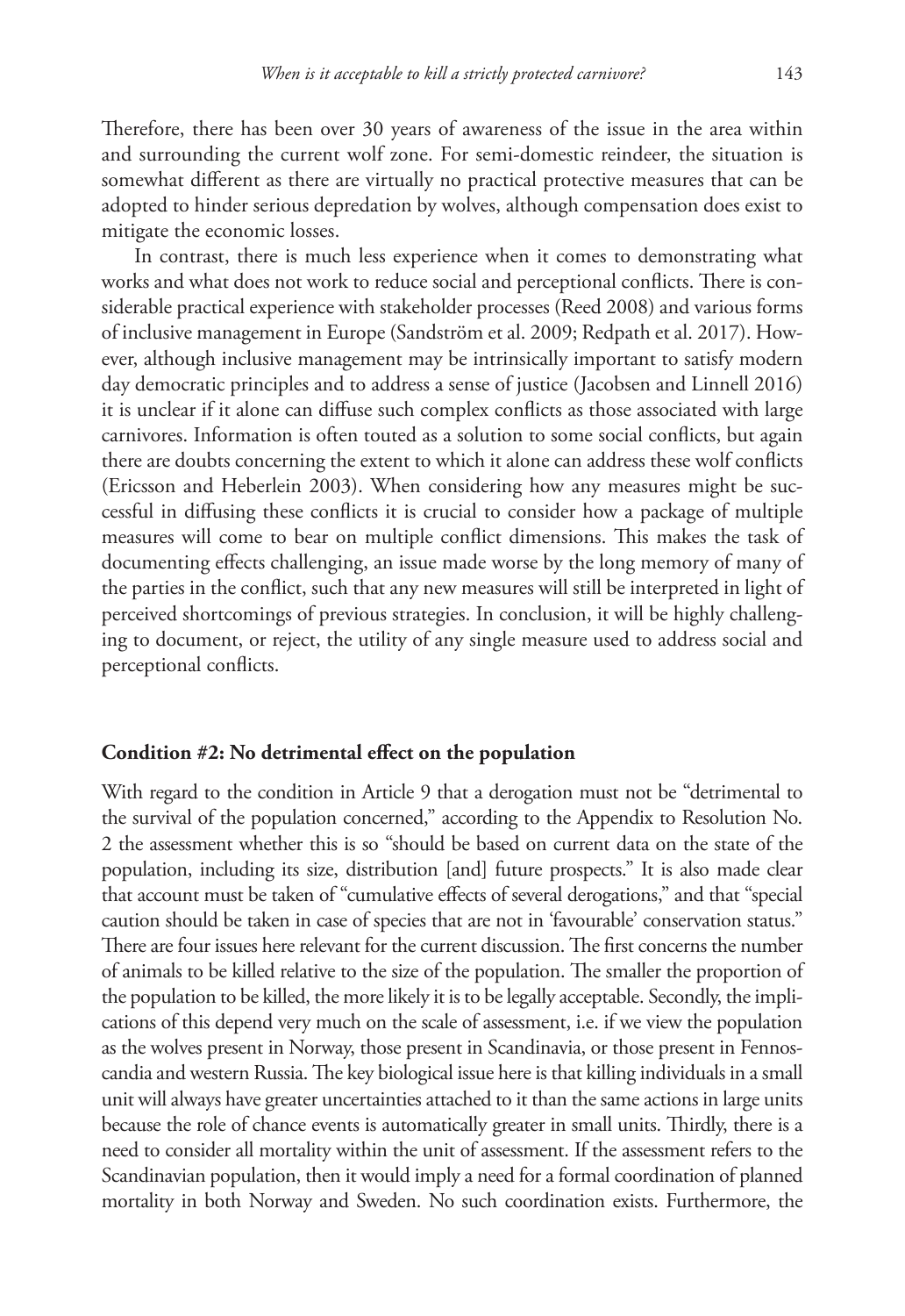Therefore, there has been over 30 years of awareness of the issue in the area within and surrounding the current wolf zone. For semi-domestic reindeer, the situation is somewhat different as there are virtually no practical protective measures that can be adopted to hinder serious depredation by wolves, although compensation does exist to mitigate the economic losses.

In contrast, there is much less experience when it comes to demonstrating what works and what does not work to reduce social and perceptional conflicts. There is considerable practical experience with stakeholder processes (Reed 2008) and various forms of inclusive management in Europe (Sandström et al. 2009; Redpath et al. 2017). However, although inclusive management may be intrinsically important to satisfy modern day democratic principles and to address a sense of justice (Jacobsen and Linnell 2016) it is unclear if it alone can diffuse such complex conflicts as those associated with large carnivores. Information is often touted as a solution to some social conflicts, but again there are doubts concerning the extent to which it alone can address these wolf conflicts (Ericsson and Heberlein 2003). When considering how any measures might be successful in diffusing these conflicts it is crucial to consider how a package of multiple measures will come to bear on multiple conflict dimensions. This makes the task of documenting effects challenging, an issue made worse by the long memory of many of the parties in the conflict, such that any new measures will still be interpreted in light of perceived shortcomings of previous strategies. In conclusion, it will be highly challenging to document, or reject, the utility of any single measure used to address social and perceptional conflicts.

## Condition #2: No detrimental effect on the population

With regard to the condition in Article 9 that a derogation must not be "detrimental to the survival of the population concerned," according to the Appendix to Resolution No. 2 the assessment whether this is so "should be based on current data on the state of the population, including its size, distribution [and] future prospects." It is also made clear that account must be taken of "cumulative effects of several derogations," and that "special caution should be taken in case of species that are not in 'favourable' conservation status." There are four issues here relevant for the current discussion. The first concerns the number of animals to be killed relative to the size of the population. The smaller the proportion of the population to be killed, the more likely it is to be legally acceptable. Secondly, the implications of this depend very much on the scale of assessment, i.e. if we view the population as the wolves present in Norway, those present in Scandinavia, or those present in Fennoscandia and western Russia. The key biological issue here is that killing individuals in a small unit will always have greater uncertainties attached to it than the same actions in large units because the role of chance events is automatically greater in small units. Thirdly, there is a need to consider all mortality within the unit of assessment. If the assessment refers to the Scandinavian population, then it would imply a need for a formal coordination of planned mortality in both Norway and Sweden. No such coordination exists. Furthermore, the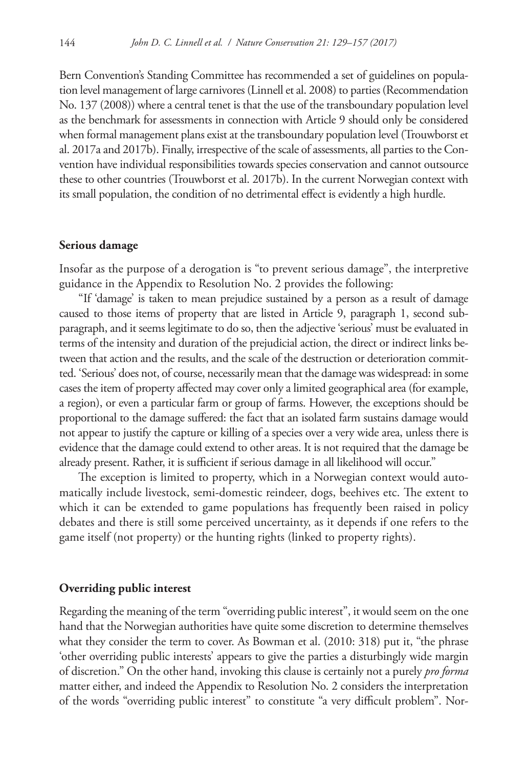Bern Convention's Standing Committee has recommended a set of guidelines on population level management of large carnivores (Linnell et al. 2008) to parties (Recommendation No. 137 (2008)) where a central tenet is that the use of the transboundary population level as the benchmark for assessments in connection with Article 9 should only be considered when formal management plans exist at the transboundary population level (Trouwborst et al. 2017a and 2017b). Finally, irrespective of the scale of assessments, all parties to the Convention have individual responsibilities towards species conservation and cannot outsource these to other countries (Trouwborst et al. 2017b). In the current Norwegian context with its small population, the condition of no detrimental effect is evidently a high hurdle.

### Serious damage

Insofar as the purpose of a derogation is "to prevent serious damage", the interpretive guidance in the Appendix to Resolution No. 2 provides the following:

"If 'damage' is taken to mean prejudice sustained by a person as a result of damage caused to those items of property that are listed in Article 9, paragraph 1, second subparagraph, and it seems legitimate to do so, then the adjective 'serious' must be evaluated in terms of the intensity and duration of the prejudicial action, the direct or indirect links between that action and the results, and the scale of the destruction or deterioration committed. 'Serious' does not, of course, necessarily mean that the damage was widespread: in some cases the item of property affected may cover only a limited geographical area (for example, a region), or even a particular farm or group of farms. However, the exceptions should be proportional to the damage suffered: the fact that an isolated farm sustains damage would not appear to justify the capture or killing of a species over a very wide area, unless there is evidence that the damage could extend to other areas. It is not required that the damage be already present. Rather, it is sufficient if serious damage in all likelihood will occur."

The exception is limited to property, which in a Norwegian context would automatically include livestock, semi-domestic reindeer, dogs, beehives etc. The extent to which it can be extended to game populations has frequently been raised in policy debates and there is still some perceived uncertainty, as it depends if one refers to the game itself (not property) or the hunting rights (linked to property rights).

### Overriding public interest

Regarding the meaning of the term "overriding public interest", it would seem on the one hand that the Norwegian authorities have quite some discretion to determine themselves what they consider the term to cover. As Bowman et al. (2010: 318) put it, "the phrase 'other overriding public interests' appears to give the parties a disturbingly wide margin of discretion." On the other hand, invoking this clause is certainly not a purely *pro forma* matter either, and indeed the Appendix to Resolution No. 2 considers the interpretation of the words "overriding public interest" to constitute "a very difficult problem". Nor-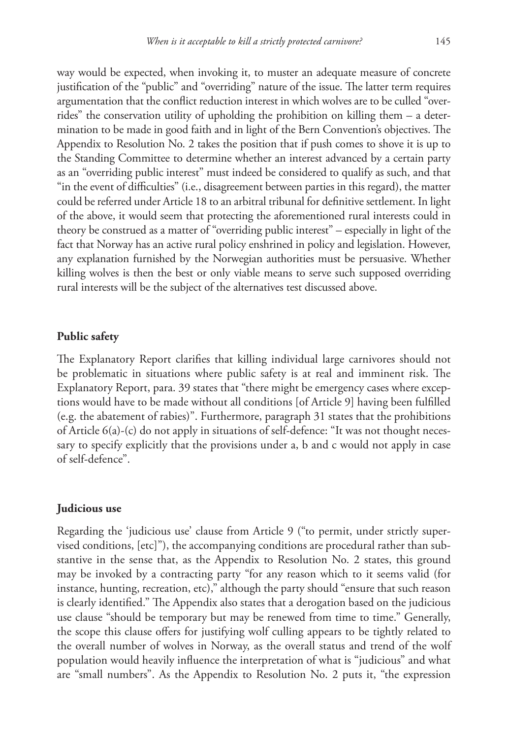way would be expected, when invoking it, to muster an adequate measure of concrete justification of the "public" and "overriding" nature of the issue. The latter term requires argumentation that the conflict reduction interest in which wolves are to be culled "overrides" the conservation utility of upholding the prohibition on killing them – a determination to be made in good faith and in light of the Bern Convention's objectives. The Appendix to Resolution No. 2 takes the position that if push comes to shove it is up to the Standing Committee to determine whether an interest advanced by a certain party as an "overriding public interest" must indeed be considered to qualify as such, and that "in the event of difficulties" (i.e., disagreement between parties in this regard), the matter could be referred under Article 18 to an arbitral tribunal for definitive settlement. In light of the above, it would seem that protecting the aforementioned rural interests could in theory be construed as a matter of "overriding public interest" – especially in light of the fact that Norway has an active rural policy enshrined in policy and legislation. However, any explanation furnished by the Norwegian authorities must be persuasive. Whether killing wolves is then the best or only viable means to serve such supposed overriding rural interests will be the subject of the alternatives test discussed above.

#### Public safety

The Explanatory Report clarifies that killing individual large carnivores should not be problematic in situations where public safety is at real and imminent risk. The Explanatory Report, para. 39 states that "there might be emergency cases where exceptions would have to be made without all conditions [of Article 9] having been fulfilled (e.g. the abatement of rabies)". Furthermore, paragraph 31 states that the prohibitions of Article 6(a)-(c) do not apply in situations of self-defence: "It was not thought necessary to specify explicitly that the provisions under a, b and c would not apply in case of self-defence".

#### Judicious use

Regarding the 'judicious use' clause from Article 9 ("to permit, under strictly supervised conditions, [etc]"), the accompanying conditions are procedural rather than substantive in the sense that, as the Appendix to Resolution No. 2 states, this ground may be invoked by a contracting party "for any reason which to it seems valid (for instance, hunting, recreation, etc)," although the party should "ensure that such reason is clearly identified." The Appendix also states that a derogation based on the judicious use clause "should be temporary but may be renewed from time to time." Generally, the scope this clause offers for justifying wolf culling appears to be tightly related to the overall number of wolves in Norway, as the overall status and trend of the wolf population would heavily influence the interpretation of what is "judicious" and what are "small numbers". As the Appendix to Resolution No. 2 puts it, "the expression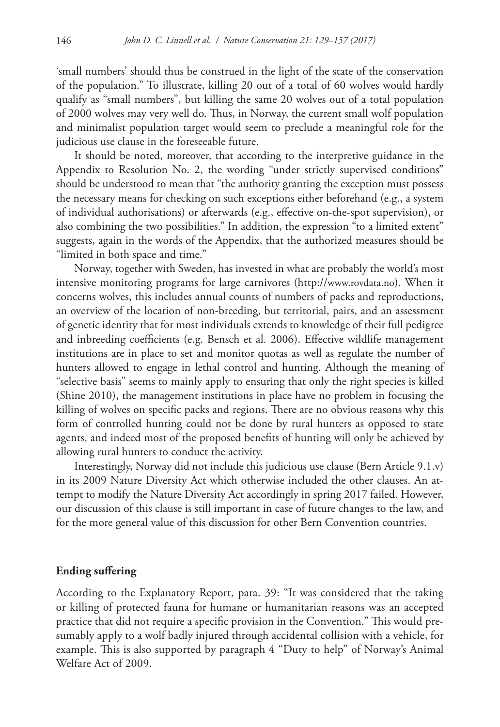'small numbers' should thus be construed in the light of the state of the conservation of the population." To illustrate, killing 20 out of a total of 60 wolves would hardly qualify as "small numbers", but killing the same 20 wolves out of a total population of 2000 wolves may very well do. Thus, in Norway, the current small wolf population and minimalist population target would seem to preclude a meaningful role for the judicious use clause in the foreseeable future.

It should be noted, moreover, that according to the interpretive guidance in the Appendix to Resolution No. 2, the wording "under strictly supervised conditions" should be understood to mean that "the authority granting the exception must possess the necessary means for checking on such exceptions either beforehand (e.g., a system of individual authorisations) or afterwards (e.g., effective on-the-spot supervision), or also combining the two possibilities." In addition, the expression "to a limited extent" suggests, again in the words of the Appendix, that the authorized measures should be "limited in both space and time."

Norway, together with Sweden, has invested in what are probably the world's most intensive monitoring programs for large carnivores (http://www.rovdata.no). When it concerns wolves, this includes annual counts of numbers of packs and reproductions, an overview of the location of non-breeding, but territorial, pairs, and an assessment of genetic identity that for most individuals extends to knowledge of their full pedigree and inbreeding coefficients (e.g. Bensch et al. 2006). Effective wildlife management institutions are in place to set and monitor quotas as well as regulate the number of hunters allowed to engage in lethal control and hunting. Although the meaning of "selective basis" seems to mainly apply to ensuring that only the right species is killed (Shine 2010), the management institutions in place have no problem in focusing the killing of wolves on specific packs and regions. There are no obvious reasons why this form of controlled hunting could not be done by rural hunters as opposed to state agents, and indeed most of the proposed benefits of hunting will only be achieved by allowing rural hunters to conduct the activity.

Interestingly, Norway did not include this judicious use clause (Bern Article 9.1.v) in its 2009 Nature Diversity Act which otherwise included the other clauses. An attempt to modify the Nature Diversity Act accordingly in spring 2017 failed. However, our discussion of this clause is still important in case of future changes to the law, and for the more general value of this discussion for other Bern Convention countries.

### Ending suffering

According to the Explanatory Report, para. 39: "It was considered that the taking or killing of protected fauna for humane or humanitarian reasons was an accepted practice that did not require a specific provision in the Convention." This would presumably apply to a wolf badly injured through accidental collision with a vehicle, for example. This is also supported by paragraph 4 "Duty to help" of Norway's Animal Welfare Act of 2009.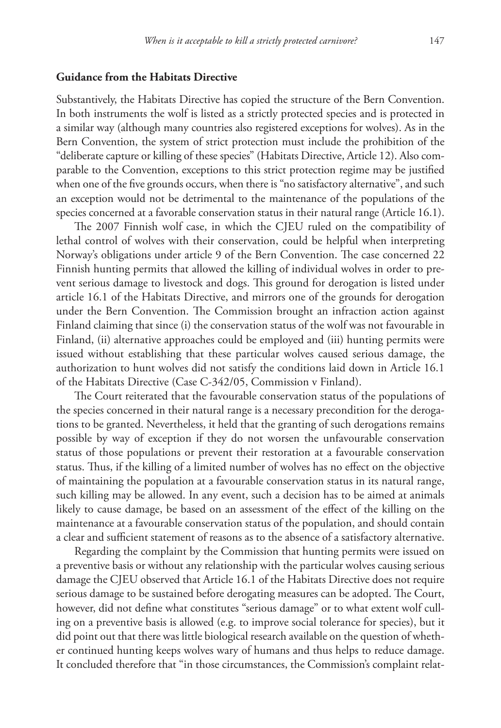## Guidance from the Habitats Directive

Substantively, the Habitats Directive has copied the structure of the Bern Convention. In both instruments the wolf is listed as a strictly protected species and is protected in a similar way (although many countries also registered exceptions for wolves). As in the Bern Convention, the system of strict protection must include the prohibition of the "deliberate capture or killing of these species" (Habitats Directive, Article 12). Also comparable to the Convention, exceptions to this strict protection regime may be justified when one of the five grounds occurs, when there is "no satisfactory alternative", and such an exception would not be detrimental to the maintenance of the populations of the species concerned at a favorable conservation status in their natural range (Article 16.1).

The 2007 Finnish wolf case, in which the CJEU ruled on the compatibility of lethal control of wolves with their conservation, could be helpful when interpreting Norway's obligations under article 9 of the Bern Convention. The case concerned 22 Finnish hunting permits that allowed the killing of individual wolves in order to prevent serious damage to livestock and dogs. This ground for derogation is listed under article 16.1 of the Habitats Directive, and mirrors one of the grounds for derogation under the Bern Convention. The Commission brought an infraction action against Finland claiming that since (i) the conservation status of the wolf was not favourable in Finland, (ii) alternative approaches could be employed and (iii) hunting permits were issued without establishing that these particular wolves caused serious damage, the authorization to hunt wolves did not satisfy the conditions laid down in Article 16.1 of the Habitats Directive (Case C-342/05, Commission v Finland).

The Court reiterated that the favourable conservation status of the populations of the species concerned in their natural range is a necessary precondition for the derogations to be granted. Nevertheless, it held that the granting of such derogations remains possible by way of exception if they do not worsen the unfavourable conservation status of those populations or prevent their restoration at a favourable conservation status. Thus, if the killing of a limited number of wolves has no effect on the objective of maintaining the population at a favourable conservation status in its natural range, such killing may be allowed. In any event, such a decision has to be aimed at animals likely to cause damage, be based on an assessment of the effect of the killing on the maintenance at a favourable conservation status of the population, and should contain a clear and sufficient statement of reasons as to the absence of a satisfactory alternative.

Regarding the complaint by the Commission that hunting permits were issued on a preventive basis or without any relationship with the particular wolves causing serious damage the CJEU observed that Article 16.1 of the Habitats Directive does not require serious damage to be sustained before derogating measures can be adopted. The Court, however, did not define what constitutes "serious damage" or to what extent wolf culling on a preventive basis is allowed (e.g. to improve social tolerance for species), but it did point out that there was little biological research available on the question of whether continued hunting keeps wolves wary of humans and thus helps to reduce damage. It concluded therefore that "in those circumstances, the Commission's complaint relat-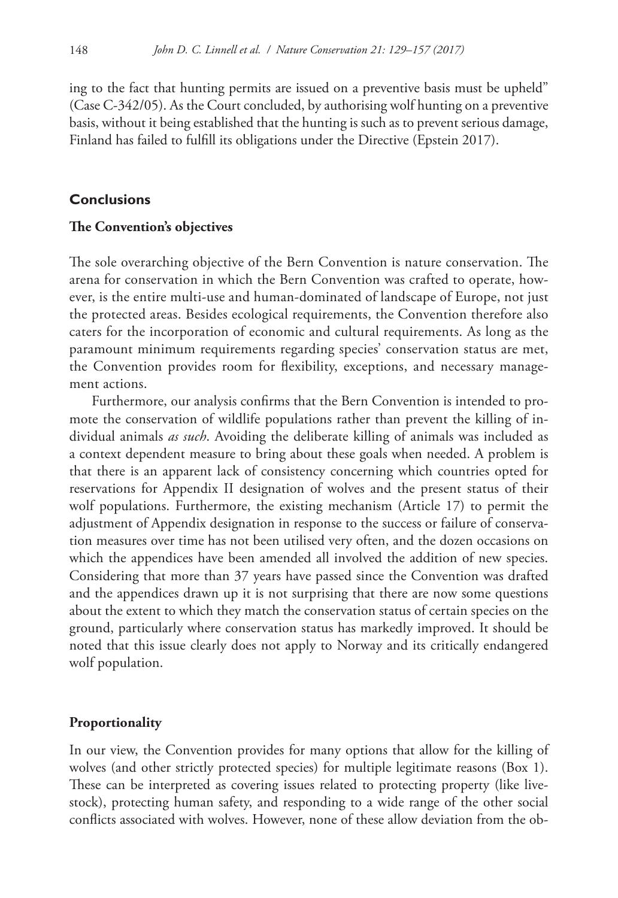ing to the fact that hunting permits are issued on a preventive basis must be upheld" (Case C-342/05). As the Court concluded, by authorising wolf hunting on a preventive basis, without it being established that the hunting is such as to prevent serious damage, Finland has failed to fulfill its obligations under the Directive (Epstein 2017).

## Conclusions

### The Convention's objectives

The sole overarching objective of the Bern Convention is nature conservation. The arena for conservation in which the Bern Convention was crafted to operate, however, is the entire multi-use and human-dominated of landscape of Europe, not just the protected areas. Besides ecological requirements, the Convention therefore also caters for the incorporation of economic and cultural requirements. As long as the paramount minimum requirements regarding species' conservation status are met, the Convention provides room for flexibility, exceptions, and necessary management actions.

Furthermore, our analysis confirms that the Bern Convention is intended to promote the conservation of wildlife populations rather than prevent the killing of individual animals *as such*. Avoiding the deliberate killing of animals was included as a context dependent measure to bring about these goals when needed. A problem is that there is an apparent lack of consistency concerning which countries opted for reservations for Appendix II designation of wolves and the present status of their wolf populations. Furthermore, the existing mechanism (Article 17) to permit the adjustment of Appendix designation in response to the success or failure of conservation measures over time has not been utilised very often, and the dozen occasions on which the appendices have been amended all involved the addition of new species. Considering that more than 37 years have passed since the Convention was drafted and the appendices drawn up it is not surprising that there are now some questions about the extent to which they match the conservation status of certain species on the ground, particularly where conservation status has markedly improved. It should be noted that this issue clearly does not apply to Norway and its critically endangered wolf population.

### Proportionality

In our view, the Convention provides for many options that allow for the killing of wolves (and other strictly protected species) for multiple legitimate reasons (Box 1). These can be interpreted as covering issues related to protecting property (like livestock), protecting human safety, and responding to a wide range of the other social conflicts associated with wolves. However, none of these allow deviation from the ob-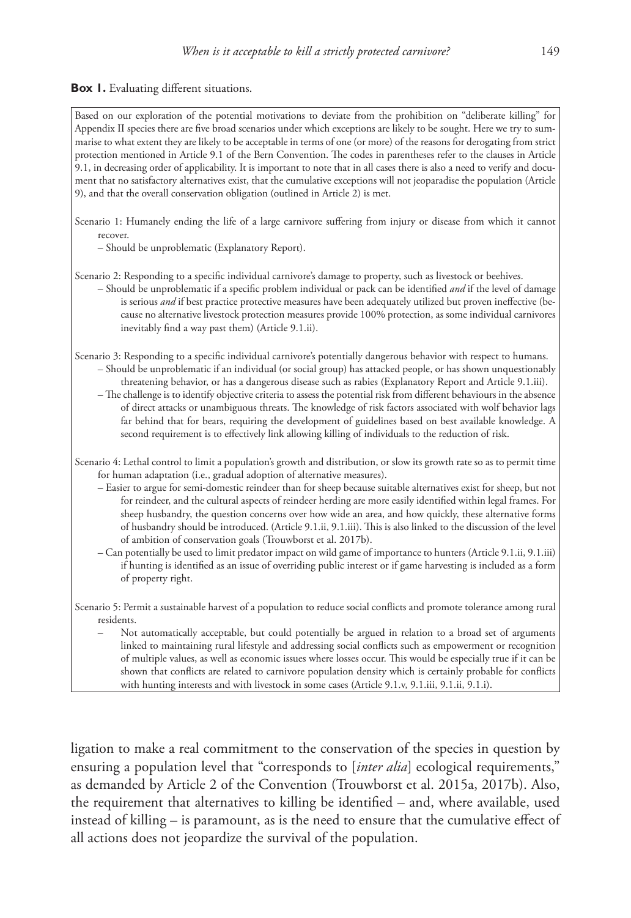**Box 1.** Evaluating different situations.

Based on our exploration of the potential motivations to deviate from the prohibition on "deliberate killing" for Appendix II species there are five broad scenarios under which exceptions are likely to be sought. Here we try to summarise to what extent they are likely to be acceptable in terms of one (or more) of the reasons for derogating from strict protection mentioned in Article 9.1 of the Bern Convention. The codes in parentheses refer to the clauses in Article 9.1, in decreasing order of applicability. It is important to note that in all cases there is also a need to verify and document that no satisfactory alternatives exist, that the cumulative exceptions will not jeopardise the population (Article 9), and that the overall conservation obligation (outlined in Article 2) is met.

Scenario 1: Humanely ending the life of a large carnivore suffering from injury or disease from which it cannot recover.

- Should be unproblematic (Explanatory Report).

Scenario 2: Responding to a specific individual carnivore's damage to property, such as livestock or beehives.

- Should be unproblematic if a specific problem individual or pack can be identified *and* if the level of damage is serious *and* if best practice protective measures have been adequately utilized but proven ineffective (because no alternative livestock protection measures provide 100% protection, as some individual carnivores inevitably find a way past them) (Article 9.1.ii).

Scenario 3: Responding to a specific individual carnivore's potentially dangerous behavior with respect to humans.

- Should be unproblematic if an individual (or social group) has attacked people, or has shown unquestionably threatening behavior, or has a dangerous disease such as rabies (Explanatory Report and Article 9.1.iii).
- The challenge is to identify objective criteria to assess the potential risk from different behaviours in the absence of direct attacks or unambiguous threats. The knowledge of risk factors associated with wolf behavior lags far behind that for bears, requiring the development of guidelines based on best available knowledge. A second requirement is to effectively link allowing killing of individuals to the reduction of risk.

Scenario 4: Lethal control to limit a population's growth and distribution, or slow its growth rate so as to permit time for human adaptation (i.e., gradual adoption of alternative measures).

- Easier to argue for semi-domestic reindeer than for sheep because suitable alternatives exist for sheep, but not for reindeer, and the cultural aspects of reindeer herding are more easily identified within legal frames. For sheep husbandry, the question concerns over how wide an area, and how quickly, these alternative forms of husbandry should be introduced. (Article 9.1.ii, 9.1.iii). This is also linked to the discussion of the level of ambition of conservation goals (Trouwborst et al. 2017b).
- Can potentially be used to limit predator impact on wild game of importance to hunters (Article 9.1.ii, 9.1.iii) if hunting is identified as an issue of overriding public interest or if game harvesting is included as a form of property right.

Scenario 5: Permit a sustainable harvest of a population to reduce social conflicts and promote tolerance among rural residents.

- Not automatically acceptable, but could potentially be argued in relation to a broad set of arguments linked to maintaining rural lifestyle and addressing social conflicts such as empowerment or recognition of multiple values, as well as economic issues where losses occur. This would be especially true if it can be shown that conflicts are related to carnivore population density which is certainly probable for conflicts with hunting interests and with livestock in some cases (Article 9.1.v, 9.1.iii, 9.1.ii, 9.1.i).

ligation to make a real commitment to the conservation of the species in question by ensuring a population level that "corresponds to [*inter alia*] ecological requirements," as demanded by Article 2 of the Convention (Trouwborst et al. 2015a, 2017b). Also, the requirement that alternatives to killing be identified – and, where available, used instead of killing – is paramount, as is the need to ensure that the cumulative effect of all actions does not jeopardize the survival of the population.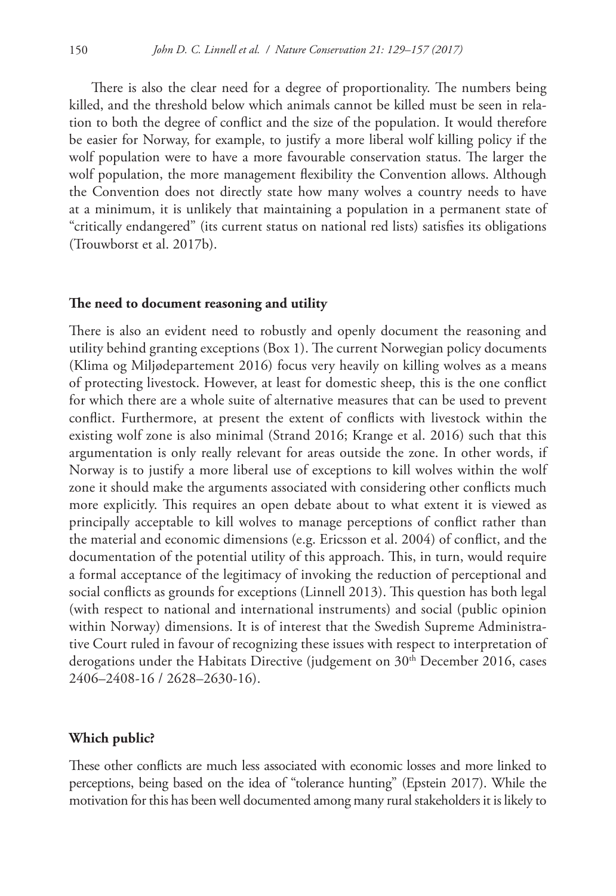There is also the clear need for a degree of proportionality. The numbers being killed, and the threshold below which animals cannot be killed must be seen in relation to both the degree of conflict and the size of the population. It would therefore be easier for Norway, for example, to justify a more liberal wolf killing policy if the wolf population were to have a more favourable conservation status. The larger the wolf population, the more management flexibility the Convention allows. Although the Convention does not directly state how many wolves a country needs to have at a minimum, it is unlikely that maintaining a population in a permanent state of "critically endangered" (its current status on national red lists) satisfies its obligations (Trouwborst et al. 2017b).

### The need to document reasoning and utility

There is also an evident need to robustly and openly document the reasoning and utility behind granting exceptions (Box 1). The current Norwegian policy documents (Klima og Miljødepartement 2016) focus very heavily on killing wolves as a means of protecting livestock. However, at least for domestic sheep, this is the one conflict for which there are a whole suite of alternative measures that can be used to prevent conflict. Furthermore, at present the extent of conflicts with livestock within the existing wolf zone is also minimal (Strand 2016; Krange et al. 2016) such that this argumentation is only really relevant for areas outside the zone. In other words, if Norway is to justify a more liberal use of exceptions to kill wolves within the wolf zone it should make the arguments associated with considering other conflicts much more explicitly. This requires an open debate about to what extent it is viewed as principally acceptable to kill wolves to manage perceptions of conflict rather than the material and economic dimensions (e.g. Ericsson et al. 2004) of conflict, and the documentation of the potential utility of this approach. This, in turn, would require a formal acceptance of the legitimacy of invoking the reduction of perceptional and social conflicts as grounds for exceptions (Linnell 2013). This question has both legal (with respect to national and international instruments) and social (public opinion within Norway) dimensions. It is of interest that the Swedish Supreme Administrative Court ruled in favour of recognizing these issues with respect to interpretation of derogations under the Habitats Directive (judgement on 30th December 2016, cases 2406–2408-16 / 2628–2630-16).

### Which public?

These other conflicts are much less associated with economic losses and more linked to perceptions, being based on the idea of "tolerance hunting" (Epstein 2017). While the motivation for this has been well documented among many rural stakeholders it is likely to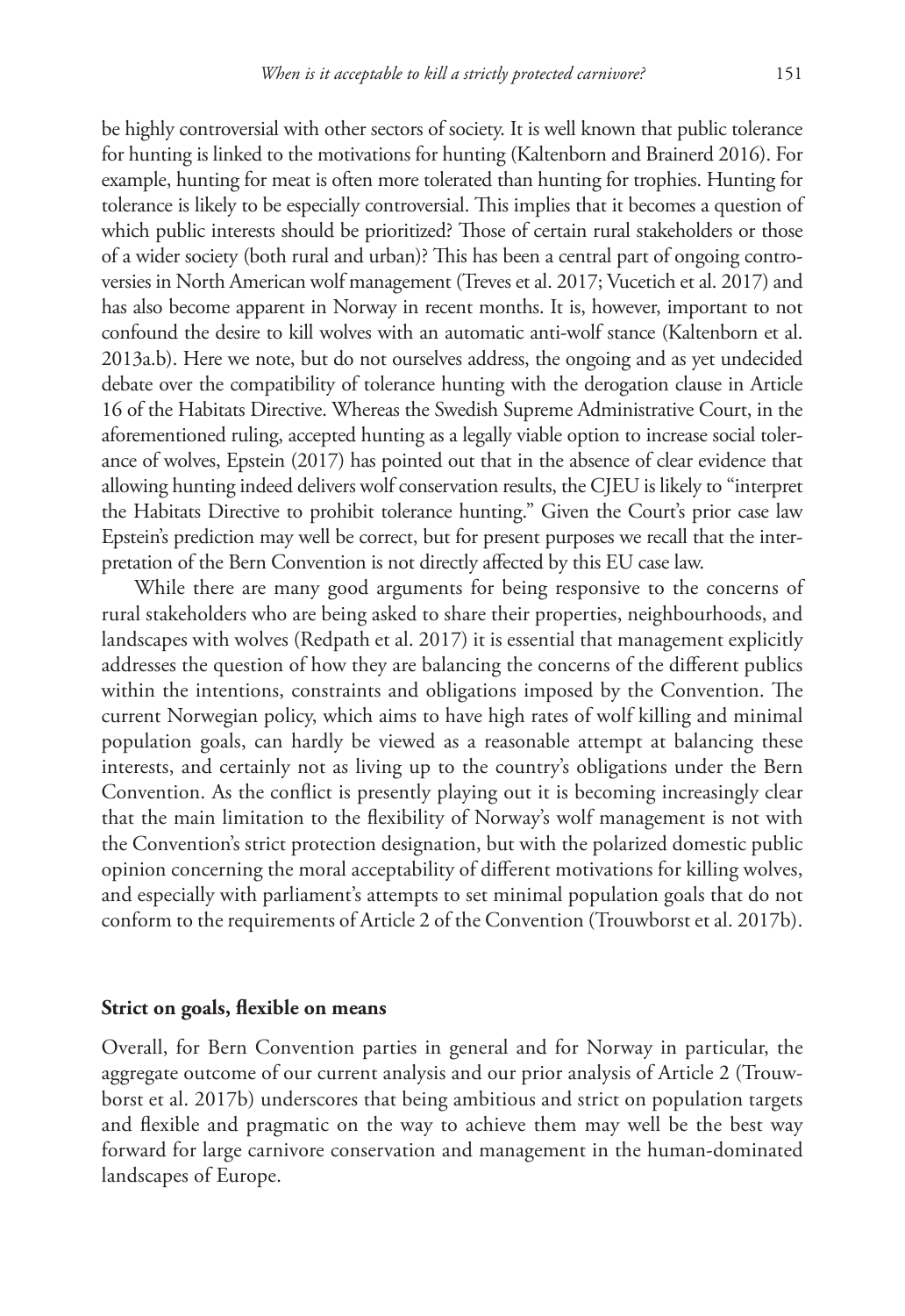be highly controversial with other sectors of society. It is well known that public tolerance for hunting is linked to the motivations for hunting (Kaltenborn and Brainerd 2016). For example, hunting for meat is often more tolerated than hunting for trophies. Hunting for tolerance is likely to be especially controversial. This implies that it becomes a question of which public interests should be prioritized? Those of certain rural stakeholders or those of a wider society (both rural and urban)? This has been a central part of ongoing controversies in North American wolf management (Treves et al. 2017; Vucetich et al. 2017) and has also become apparent in Norway in recent months. It is, however, important to not confound the desire to kill wolves with an automatic anti-wolf stance (Kaltenborn et al. 2013a.b). Here we note, but do not ourselves address, the ongoing and as yet undecided debate over the compatibility of tolerance hunting with the derogation clause in Article 16 of the Habitats Directive. Whereas the Swedish Supreme Administrative Court, in the aforementioned ruling, accepted hunting as a legally viable option to increase social tolerance of wolves, Epstein (2017) has pointed out that in the absence of clear evidence that allowing hunting indeed delivers wolf conservation results, the CJEU is likely to "interpret the Habitats Directive to prohibit tolerance hunting." Given the Court's prior case law Epstein's prediction may well be correct, but for present purposes we recall that the interpretation of the Bern Convention is not directly affected by this EU case law.

While there are many good arguments for being responsive to the concerns of rural stakeholders who are being asked to share their properties, neighbourhoods, and landscapes with wolves (Redpath et al. 2017) it is essential that management explicitly addresses the question of how they are balancing the concerns of the different publics within the intentions, constraints and obligations imposed by the Convention. The current Norwegian policy, which aims to have high rates of wolf killing and minimal population goals, can hardly be viewed as a reasonable attempt at balancing these interests, and certainly not as living up to the country's obligations under the Bern Convention. As the conflict is presently playing out it is becoming increasingly clear that the main limitation to the flexibility of Norway's wolf management is not with the Convention's strict protection designation, but with the polarized domestic public opinion concerning the moral acceptability of different motivations for killing wolves, and especially with parliament's attempts to set minimal population goals that do not conform to the requirements of Article 2 of the Convention (Trouwborst et al. 2017b).

## Strict on goals, flexible on means

Overall, for Bern Convention parties in general and for Norway in particular, the aggregate outcome of our current analysis and our prior analysis of Article 2 (Trouwborst et al. 2017b) underscores that being ambitious and strict on population targets and flexible and pragmatic on the way to achieve them may well be the best way forward for large carnivore conservation and management in the human-dominated landscapes of Europe.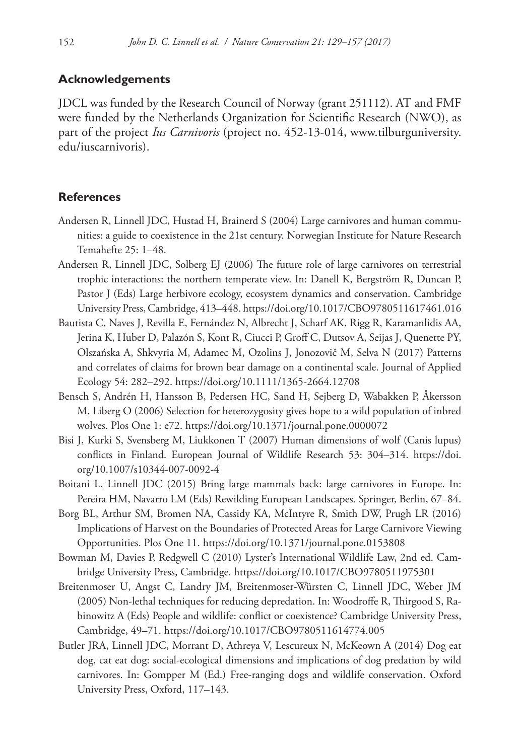## Acknowledgements

JDCL was funded by the Research Council of Norway (grant 251112). AT and FMF were funded by the Netherlands Organization for Scientific Research (NWO), as part of the project *Ius Carnivoris* (project no. 452-13-014, www.tilburguniversity.edu/iuscarnivoris).

## References

Andersen R, Linnell JDC, Hustad H, Brainerd S (2004) Large carnivores and human communities: a guide to coexistence in the 21st century. Norwegian Institute for Nature Research Temahefte 25: 1–48.

Andersen R, Linnell JDC, Solberg EJ (2006) The future role of large carnivores on terrestrial trophic interactions: the northern temperate view. In: Danell K, Bergström R, Duncan P, Pastor J (Eds) Large herbivore ecology, ecosystem dynamics and conservation. Cambridge University Press, Cambridge, 413–448. https://doi.org/10.1017/CBO9780511617461.016

Bautista C, Naves J, Revilla E, Fernández N, Albrecht J, Scharf AK, Rigg R, Karamanlidis AA, Jerina K, Huber D, Palazón S, Kont R, Ciucci P, Groff C, Dutsov A, Seijas J, Quenette PY, Olszańska A, Shkvyria M, Adamec M, Ozolins J, Jonozovič M, Selva N (2017) Patterns and correlates of claims for brown bear damage on a continental scale. Journal of Applied Ecology 54: 282–292. https://doi.org/10.1111/1365-2664.12708

Bensch S, Andrén H, Hansson B, Pedersen HC, Sand H, Sejberg D, Wabakken P, Åkersson M, Liberg O (2006) Selection for heterozygosity gives hope to a wild population of inbred wolves. Plos One 1: e72. https://doi.org/10.1371/journal.pone.0000072

Bisi J, Kurki S, Svensberg M, Liukkonen T (2007) Human dimensions of wolf (Canis lupus) conflicts in Finland. European Journal of Wildlife Research 53: 304–314. https://doi.org/10.1007/s10344-007-0092-4

Boitani L, Linnell JDC (2015) Bring large mammals back: large carnivores in Europe. In: Pereira HM, Navarro LM (Eds) Rewilding European Landscapes. Springer, Berlin, 67–84.

Borg BL, Arthur SM, Bromen NA, Cassidy KA, McIntyre R, Smith DW, Prugh LR (2016) Implications of Harvest on the Boundaries of Protected Areas for Large Carnivore Viewing Opportunities. Plos One 11. https://doi.org/10.1371/journal.pone.0153808

Bowman M, Davies P, Redgwell C (2010) Lyster's International Wildlife Law, 2nd ed. Cambridge University Press, Cambridge. https://doi.org/10.1017/CBO9780511975301

Breitenmoser U, Angst C, Landry JM, Breitenmoser-Würsten C, Linnell JDC, Weber JM (2005) Non-lethal techniques for reducing depredation. In: Woodroffe R, Thirgood S, Rabinowitz A (Eds) People and wildlife: conflict or coexistence? Cambridge University Press, Cambridge, 49–71. https://doi.org/10.1017/CBO9780511614774.005

Butler JRA, Linnell JDC, Morrant D, Athreya V, Lescureux N, McKeown A (2014) Dog eat dog, cat eat dog: social-ecological dimensions and implications of dog predation by wild carnivores. In: Gompper M (Ed.) Free-ranging dogs and wildlife conservation. Oxford University Press, Oxford, 117–143.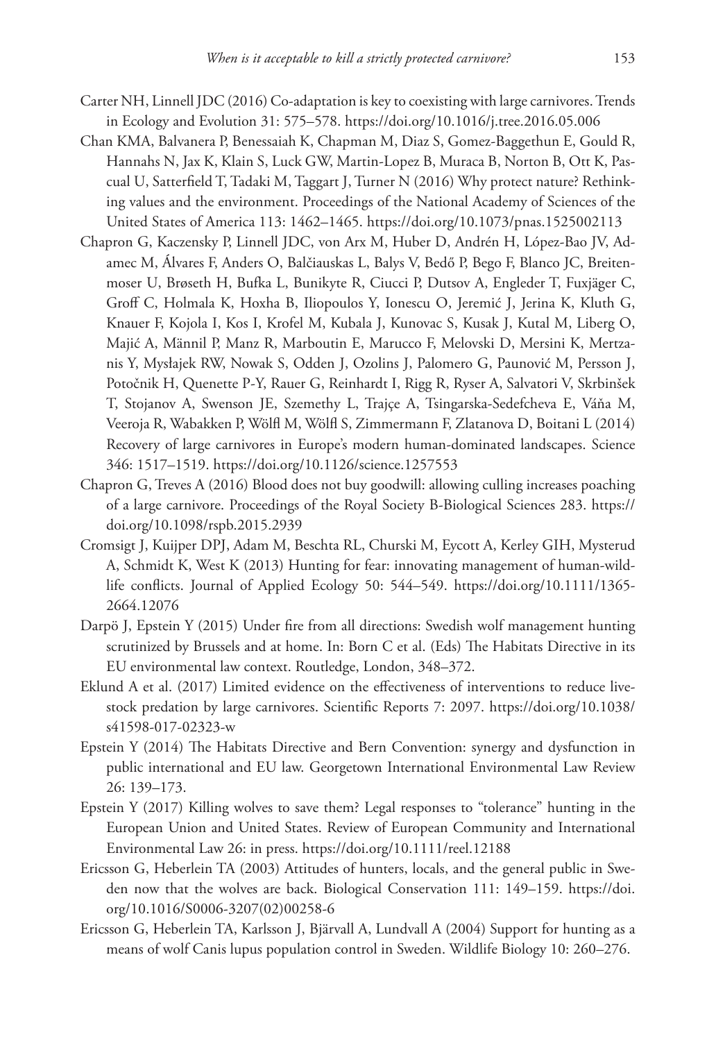Carter NH, Linnell JDC (2016) Co-adaptation is key to coexisting with large carnivores. Trends in Ecology and Evolution 31: 575–578. https://doi.org/10.1016/j.tree.2016.05.006

Chan KMA, Balvanera P, Benessaiah K, Chapman M, Diaz S, Gomez-Baggethun E, Gould R, Hannahs N, Jax K, Klain S, Luck GW, Martin-Lopez B, Muraca B, Norton B, Ott K, Pascual U, Satterfield T, Tadaki M, Taggart J, Turner N (2016) Why protect nature? Rethinking values and the environment. Proceedings of the National Academy of Sciences of the United States of America 113: 1462–1465. https://doi.org/10.1073/pnas.1525002113

Chapron G, Kaczensky P, Linnell JDC, von Arx M, Huber D, Andrén H, López-Bao JV, Adamec M, Álvares F, Anders O, Balčiauskas L, Balys V, Bedő P, Bego F, Blanco JC, Breitenmoser U, Brøseth H, Bufka L, Bunikyte R, Ciucci P, Dutsov A, Engleder T, Fuxjäger C, Groff C, Holmala K, Hoxha B, Iliopoulos Y, Ionescu O, Jeremić J, Jerina K, Kluth G, Knauer F, Kojola I, Kos I, Krofel M, Kubala J, Kunovac S, Kusak J, Kutal M, Liberg O, Majić A, Männil P, Manz R, Marboutin E, Marucco F, Melovski D, Mersini K, Mertzanis Y, Mysłajek RW, Nowak S, Odden J, Ozolins J, Palomero G, Paunović M, Persson J, Potočnik H, Quenette P-Y, Rauer G, Reinhardt I, Rigg R, Ryser A, Salvatori V, Skrbinšek T, Stojanov A, Swenson JE, Szemethy L, Trajçe A, Tsingarska-Sedefcheva E, Váňa M, Veeroja R, Wabakken P, Wölfl M, Wölfl S, Zimmermann F, Zlatanova D, Boitani L (2014) Recovery of large carnivores in Europe's modern human-dominated landscapes. Science 346: 1517–1519. https://doi.org/10.1126/science.1257553

Chapron G, Treves A (2016) Blood does not buy goodwill: allowing culling increases poaching of a large carnivore. Proceedings of the Royal Society B-Biological Sciences 283. https://doi.org/10.1098/rspb.2015.2939

Cromsigt J, Kuijper DPJ, Adam M, Beschta RL, Churski M, Eycott A, Kerley GIH, Mysterud A, Schmidt K, West K (2013) Hunting for fear: innovating management of human-wildlife conflicts. Journal of Applied Ecology 50: 544–549. https://doi.org/10.1111/1365-2664.12076

Darpö J, Epstein Y (2015) Under fire from all directions: Swedish wolf management hunting scrutinized by Brussels and at home. In: Born C et al. (Eds) The Habitats Directive in its EU environmental law context. Routledge, London, 348–372.

Eklund A et al. (2017) Limited evidence on the effectiveness of interventions to reduce livestock predation by large carnivores. Scientific Reports 7: 2097. https://doi.org/10.1038/s41598-017-02323-w

Epstein Y (2014) The Habitats Directive and Bern Convention: synergy and dysfunction in public international and EU law. Georgetown International Environmental Law Review 26: 139–173.

Epstein Y (2017) Killing wolves to save them? Legal responses to "tolerance" hunting in the European Union and United States. Review of European Community and International Environmental Law 26: in press. https://doi.org/10.1111/reel.12188

Ericsson G, Heberlein TA (2003) Attitudes of hunters, locals, and the general public in Sweden now that the wolves are back. Biological Conservation 111: 149–159. https://doi.org/10.1016/S0006-3207(02)00258-6

Ericsson G, Heberlein TA, Karlsson J, Bjärvall A, Lundvall A (2004) Support for hunting as a means of wolf Canis lupus population control in Sweden. Wildlife Biology 10: 260–276.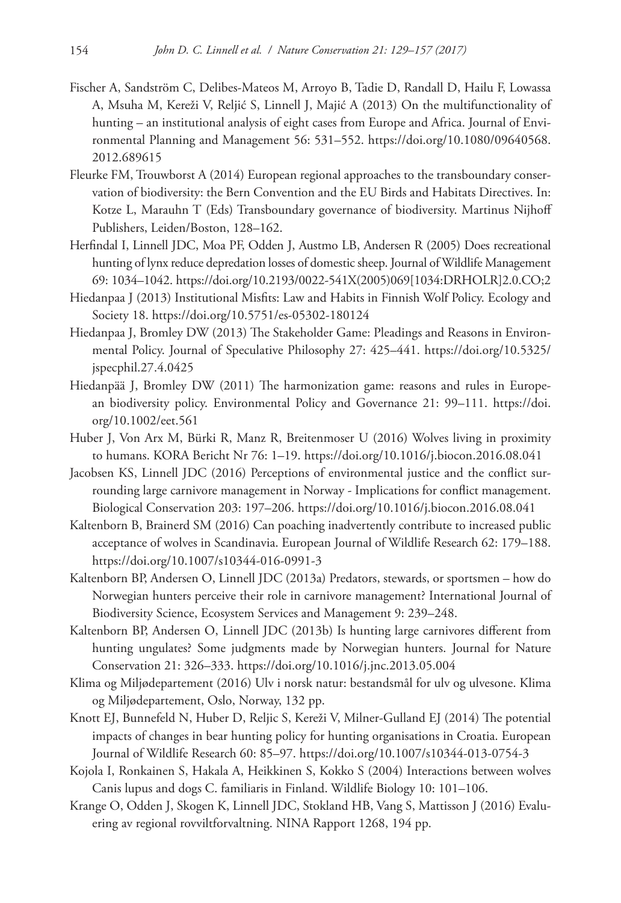Fischer A, Sandström C, Delibes-Mateos M, Arroyo B, Tadie D, Randall D, Hailu F, Lowassa A, Msuha M, Kereži V, Reljić S, Linnell J, Majić A (2013) On the multifunctionality of hunting – an institutional analysis of eight cases from Europe and Africa. Journal of Environmental Planning and Management 56: 531–552. https://doi.org/10.1080/09640568.2012.689615

Fleurke FM, Trouwborst A (2014) European regional approaches to the transboundary conservation of biodiversity: the Bern Convention and the EU Birds and Habitats Directives. In: Kotze L, Marauhn T (Eds) Transboundary governance of biodiversity. Martinus Nijhoff Publishers, Leiden/Boston, 128–162.

Herfindal I, Linnell JDC, Moa PF, Odden J, Austmo LB, Andersen R (2005) Does recreational hunting of lynx reduce depredation losses of domestic sheep. Journal of Wildlife Management 69: 1034–1042. https://doi.org/10.2193/0022-541X(2005)069[1034:DRHOLR]2.0.CO;2

Hiedanpaa J (2013) Institutional Misfits: Law and Habits in Finnish Wolf Policy. Ecology and Society 18. https://doi.org/10.5751/es-05302-180124

Hiedanpaa J, Bromley DW (2013) The Stakeholder Game: Pleadings and Reasons in Environmental Policy. Journal of Speculative Philosophy 27: 425–441. https://doi.org/10.5325/jspecphil.27.4.0425

Hiedanpää J, Bromley DW (2011) The harmonization game: reasons and rules in European biodiversity policy. Environmental Policy and Governance 21: 99–111. https://doi.org/10.1002/eet.561

Huber J, Von Arx M, Bürki R, Manz R, Breitenmoser U (2016) Wolves living in proximity to humans. KORA Bericht Nr 76: 1–19. https://doi.org/10.1016/j.biocon.2016.08.041

Jacobsen KS, Linnell JDC (2016) Perceptions of environmental justice and the conflict surrounding large carnivore management in Norway - Implications for conflict management. Biological Conservation 203: 197–206. https://doi.org/10.1016/j.biocon.2016.08.041

Kaltenborn B, Brainerd SM (2016) Can poaching inadvertently contribute to increased public acceptance of wolves in Scandinavia. European Journal of Wildlife Research 62: 179–188. https://doi.org/10.1007/s10344-016-0991-3

Kaltenborn BP, Andersen O, Linnell JDC (2013a) Predators, stewards, or sportsmen – how do Norwegian hunters perceive their role in carnivore management? International Journal of Biodiversity Science, Ecosystem Services and Management 9: 239–248.

Kaltenborn BP, Andersen O, Linnell JDC (2013b) Is hunting large carnivores different from hunting ungulates? Some judgments made by Norwegian hunters. Journal for Nature Conservation 21: 326–333. https://doi.org/10.1016/j.jnc.2013.05.004

Klima og Miljødepartement (2016) Ulv i norsk natur: bestandsmål for ulv og ulvesone. Klima og Miljødepartement, Oslo, Norway, 132 pp.

Knott EJ, Bunnefeld N, Huber D, Reljic S, Kereži V, Milner-Gulland EJ (2014) The potential impacts of changes in bear hunting policy for hunting organisations in Croatia. European Journal of Wildlife Research 60: 85–97. https://doi.org/10.1007/s10344-013-0754-3

Kojola I, Ronkainen S, Hakala A, Heikkinen S, Kokko S (2004) Interactions between wolves Canis lupus and dogs C. familiaris in Finland. Wildlife Biology 10: 101–106.

Krange O, Odden J, Skogen K, Linnell JDC, Stokland HB, Vang S, Mattisson J (2016) Evaluering av regional rovviltforvaltning. NINA Rapport 1268, 194 pp.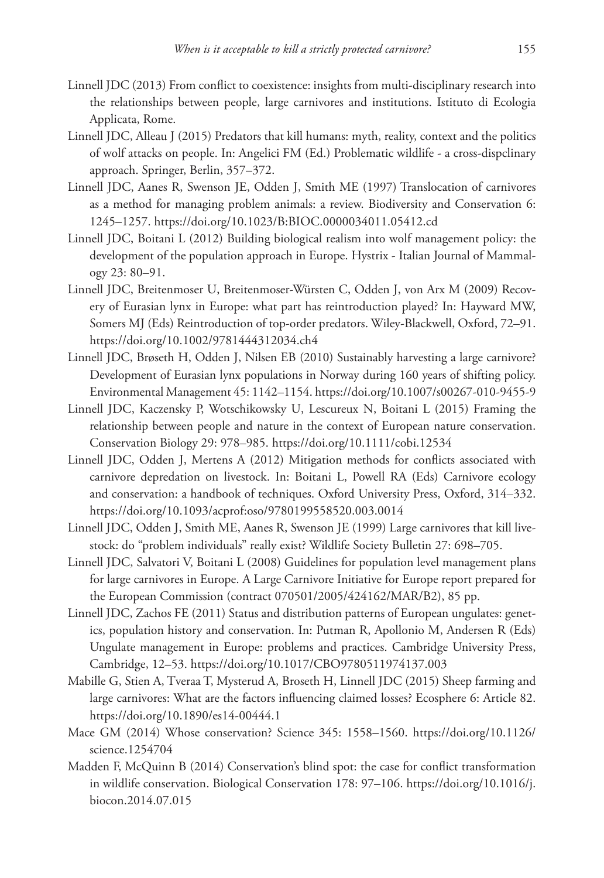Linnell JDC (2013) From conflict to coexistence: insights from multi-disciplinary research into the relationships between people, large carnivores and institutions. Istituto di Ecologia Applicata, Rome.

Linnell JDC, Alleau J (2015) Predators that kill humans: myth, reality, context and the politics of wolf attacks on people. In: Angelici FM (Ed.) Problematic wildlife - a cross-dispclinary approach. Springer, Berlin, 357–372.

Linnell JDC, Aanes R, Swenson JE, Odden J, Smith ME (1997) Translocation of carnivores as a method for managing problem animals: a review. Biodiversity and Conservation 6: 1245–1257. https://doi.org/10.1023/B:BIOC.0000034011.05412.cd

Linnell JDC, Boitani L (2012) Building biological realism into wolf management policy: the development of the population approach in Europe. Hystrix - Italian Journal of Mammalogy 23: 80–91.

Linnell JDC, Breitenmoser U, Breitenmoser-Würsten C, Odden J, von Arx M (2009) Recovery of Eurasian lynx in Europe: what part has reintroduction played? In: Hayward MW, Somers MJ (Eds) Reintroduction of top-order predators. Wiley-Blackwell, Oxford, 72–91. https://doi.org/10.1002/9781444312034.ch4

Linnell JDC, Brøseth H, Odden J, Nilsen EB (2010) Sustainably harvesting a large carnivore? Development of Eurasian lynx populations in Norway during 160 years of shifting policy. Environmental Management 45: 1142–1154. https://doi.org/10.1007/s00267-010-9455-9

Linnell JDC, Kaczensky P, Wotschikowsky U, Lescureux N, Boitani L (2015) Framing the relationship between people and nature in the context of European nature conservation. Conservation Biology 29: 978–985. https://doi.org/10.1111/cobi.12534

Linnell JDC, Odden J, Mertens A (2012) Mitigation methods for conflicts associated with carnivore depredation on livestock. In: Boitani L, Powell RA (Eds) Carnivore ecology and conservation: a handbook of techniques. Oxford University Press, Oxford, 314–332. https://doi.org/10.1093/acprof:oso/9780199558520.003.0014

Linnell JDC, Odden J, Smith ME, Aanes R, Swenson JE (1999) Large carnivores that kill livestock: do "problem individuals" really exist? Wildlife Society Bulletin 27: 698–705.

Linnell JDC, Salvatori V, Boitani L (2008) Guidelines for population level management plans for large carnivores in Europe. A Large Carnivore Initiative for Europe report prepared for the European Commission (contract 070501/2005/424162/MAR/B2), 85 pp.

Linnell JDC, Zachos FE (2011) Status and distribution patterns of European ungulates: genetics, population history and conservation. In: Putman R, Apollonio M, Andersen R (Eds) Ungulate management in Europe: problems and practices. Cambridge University Press, Cambridge, 12–53. https://doi.org/10.1017/CBO9780511974137.003

Mabille G, Stien A, Tveraa T, Mysterud A, Broseth H, Linnell JDC (2015) Sheep farming and large carnivores: What are the factors influencing claimed losses? Ecosphere 6: Article 82. https://doi.org/10.1890/es14-00444.1

Mace GM (2014) Whose conservation? Science 345: 1558–1560. https://doi.org/10.1126/science.1254704

Madden F, McQuinn B (2014) Conservation's blind spot: the case for conflict transformation in wildlife conservation. Biological Conservation 178: 97–106. https://doi.org/10.1016/j.biocon.2014.07.015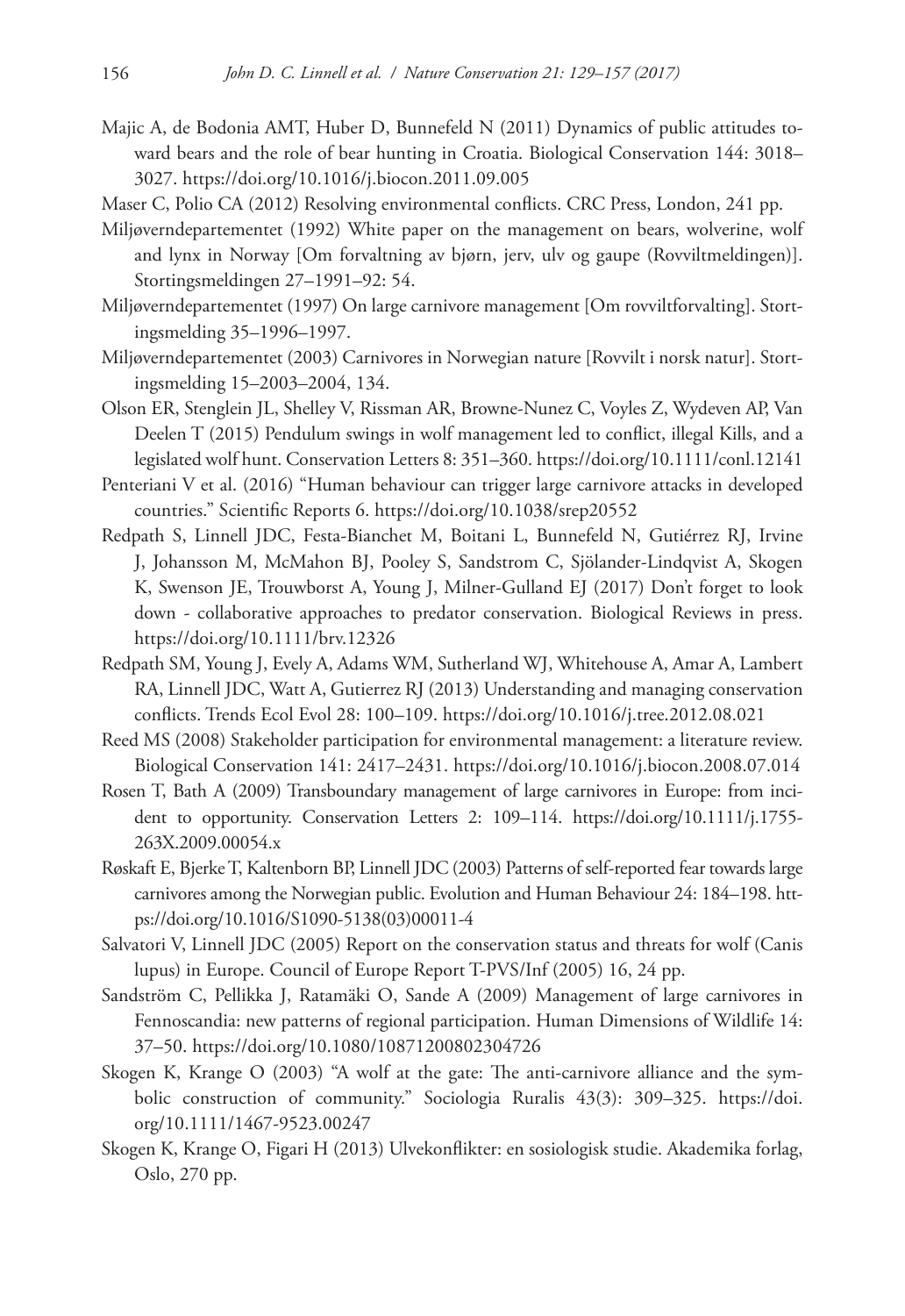Majic A, de Bodonia AMT, Huber D, Bunnefeld N (2011) Dynamics of public attitudes toward bears and the role of bear hunting in Croatia. Biological Conservation 144: 3018–3027. https://doi.org/10.1016/j.biocon.2011.09.005

Maser C, Polio CA (2012) Resolving environmental conflicts. CRC Press, London, 241 pp.

Miljøverndepartementet (1992) White paper on the management on bears, wolverine, wolf and lynx in Norway [Om forvaltning av bjørn, jerv, ulv og gaupe (Rovviltmeldingen)]. Stortingsmeldingen 27–1991–92: 54.

Miljøverndepartementet (1997) On large carnivore management [Om rovviltforvalting]. Stortingsmelding 35–1996–1997.

Miljøverndepartementet (2003) Carnivores in Norwegian nature [Rovvilt i norsk natur]. Stortingsmelding 15–2003–2004, 134.

Olson ER, Stenglein JL, Shelley V, Rissman AR, Browne-Nunez C, Voyles Z, Wydeven AP, Van Deelen T (2015) Pendulum swings in wolf management led to conflict, illegal Kills, and a legislated wolf hunt. Conservation Letters 8: 351–360. https://doi.org/10.1111/conl.12141

Penteriani V et al. (2016) "Human behaviour can trigger large carnivore attacks in developed countries." Scientific Reports 6. https://doi.org/10.1038/srep20552

Redpath S, Linnell JDC, Festa-Bianchet M, Boitani L, Bunnefeld N, Gutiérrez RJ, Irvine J, Johansson M, McMahon BJ, Pooley S, Sandstrom C, Sjölander-Lindqvist A, Skogen K, Swenson JE, Trouwborst A, Young J, Milner-Gulland EJ (2017) Don't forget to look down - collaborative approaches to predator conservation. Biological Reviews in press. https://doi.org/10.1111/brv.12326

Redpath SM, Young J, Evely A, Adams WM, Sutherland WJ, Whitehouse A, Amar A, Lambert RA, Linnell JDC, Watt A, Gutierrez RJ (2013) Understanding and managing conservation conflicts. Trends Ecol Evol 28: 100–109. https://doi.org/10.1016/j.tree.2012.08.021

Reed MS (2008) Stakeholder participation for environmental management: a literature review. Biological Conservation 141: 2417–2431. https://doi.org/10.1016/j.biocon.2008.07.014

Rosen T, Bath A (2009) Transboundary management of large carnivores in Europe: from incident to opportunity. Conservation Letters 2: 109–114. https://doi.org/10.1111/j.1755-263X.2009.00054.x

Røskaft E, Bjerke T, Kaltenborn BP, Linnell JDC (2003) Patterns of self-reported fear towards large carnivores among the Norwegian public. Evolution and Human Behaviour 24: 184–198. https://doi.org/10.1016/S1090-5138(03)00011-4

Salvatori V, Linnell JDC (2005) Report on the conservation status and threats for wolf (Canis lupus) in Europe. Council of Europe Report T-PVS/Inf (2005) 16, 24 pp.

Sandström C, Pellikka J, Ratamäki O, Sande A (2009) Management of large carnivores in Fennoscandia: new patterns of regional participation. Human Dimensions of Wildlife 14: 37–50. https://doi.org/10.1080/10871200802304726

Skogen K, Krange O (2003) "A wolf at the gate: The anti-carnivore alliance and the symbolic construction of community." Sociologia Ruralis 43(3): 309–325. https://doi.org/10.1111/1467-9523.00247

Skogen K, Krange O, Figari H (2013) Ulvekonflikter: en sosiologisk studie. Akademika forlag, Oslo, 270 pp.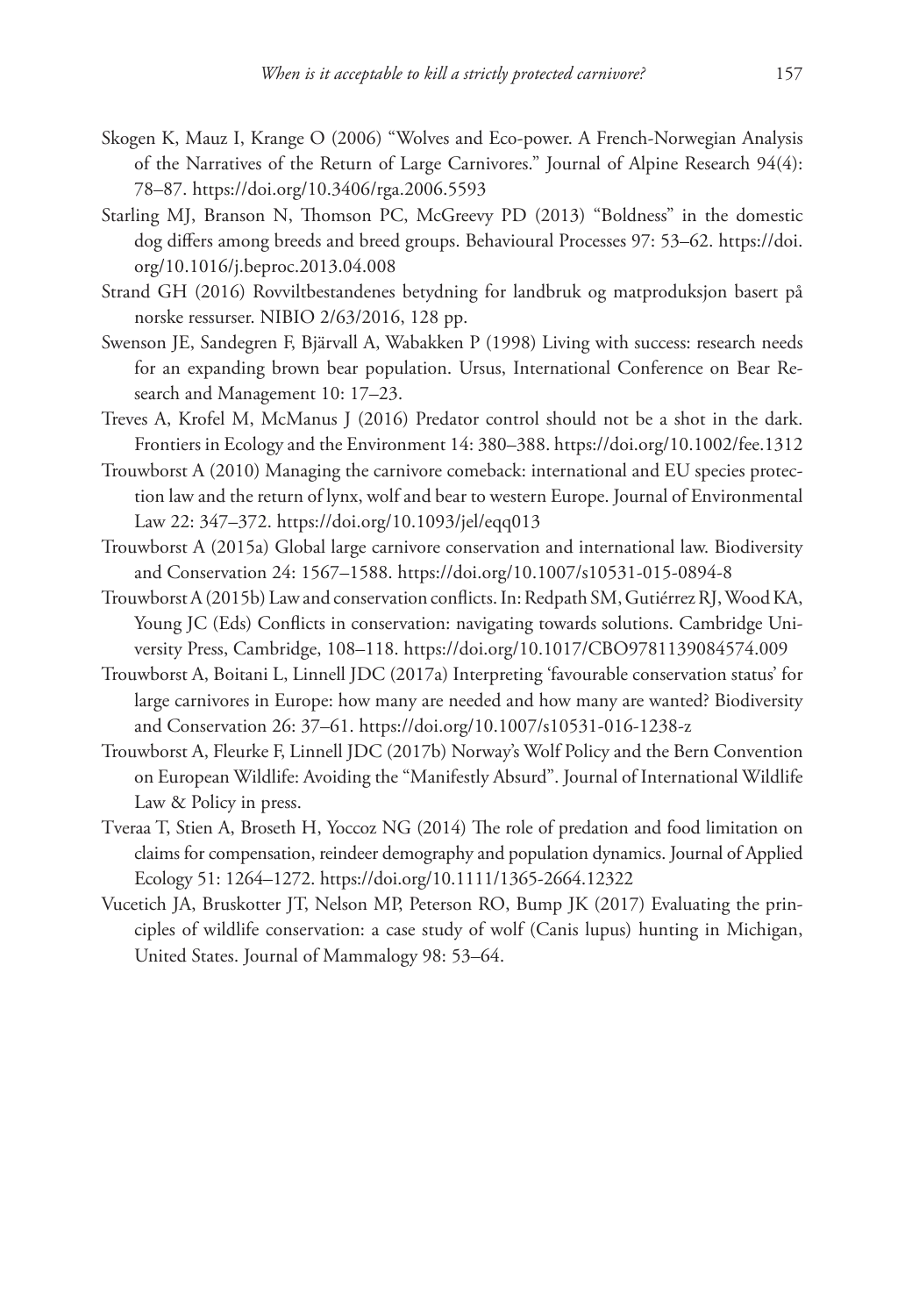Skogen K, Mauz I, Krange O (2006) "Wolves and Eco-power. A French-Norwegian Analysis of the Narratives of the Return of Large Carnivores." Journal of Alpine Research 94(4): 78–87. https://doi.org/10.3406/rga.2006.5593

Starling MJ, Branson N, Thomson PC, McGreevy PD (2013) "Boldness" in the domestic dog differs among breeds and breed groups. Behavioural Processes 97: 53–62. https://doi.org/10.1016/j.beproc.2013.04.008

Strand GH (2016) Rovviltbestandenes betydning for landbruk og matproduksjon basert på norske ressurser. NIBIO 2/63/2016, 128 pp.

Swenson JE, Sandegren F, Bjärvall A, Wabakken P (1998) Living with success: research needs for an expanding brown bear population. Ursus, International Conference on Bear Research and Management 10: 17–23.

Treves A, Krofel M, McManus J (2016) Predator control should not be a shot in the dark. Frontiers in Ecology and the Environment 14: 380–388. https://doi.org/10.1002/fee.1312

Trouwborst A (2010) Managing the carnivore comeback: international and EU species protection law and the return of lynx, wolf and bear to western Europe. Journal of Environmental Law 22: 347–372. https://doi.org/10.1093/jel/eqq013

Trouwborst A (2015a) Global large carnivore conservation and international law. Biodiversity and Conservation 24: 1567–1588. https://doi.org/10.1007/s10531-015-0894-8

Trouwborst A (2015b) Law and conservation conflicts. In: Redpath SM, Gutiérrez RJ, Wood KA, Young JC (Eds) Conflicts in conservation: navigating towards solutions. Cambridge University Press, Cambridge, 108–118. https://doi.org/10.1017/CBO9781139084574.009

Trouwborst A, Boitani L, Linnell JDC (2017a) Interpreting 'favourable conservation status' for large carnivores in Europe: how many are needed and how many are wanted? Biodiversity and Conservation 26: 37–61. https://doi.org/10.1007/s10531-016-1238-z

Trouwborst A, Fleurke F, Linnell JDC (2017b) Norway's Wolf Policy and the Bern Convention on European Wildlife: Avoiding the "Manifestly Absurd". Journal of International Wildlife Law & Policy in press.

Tveraa T, Stien A, Broseth H, Yoccoz NG (2014) The role of predation and food limitation on claims for compensation, reindeer demography and population dynamics. Journal of Applied Ecology 51: 1264–1272. https://doi.org/10.1111/1365-2664.12322

Vucetich JA, Bruskotter JT, Nelson MP, Peterson RO, Bump JK (2017) Evaluating the principles of wildlife conservation: a case study of wolf (Canis lupus) hunting in Michigan, United States. Journal of Mammalogy 98: 53–64.